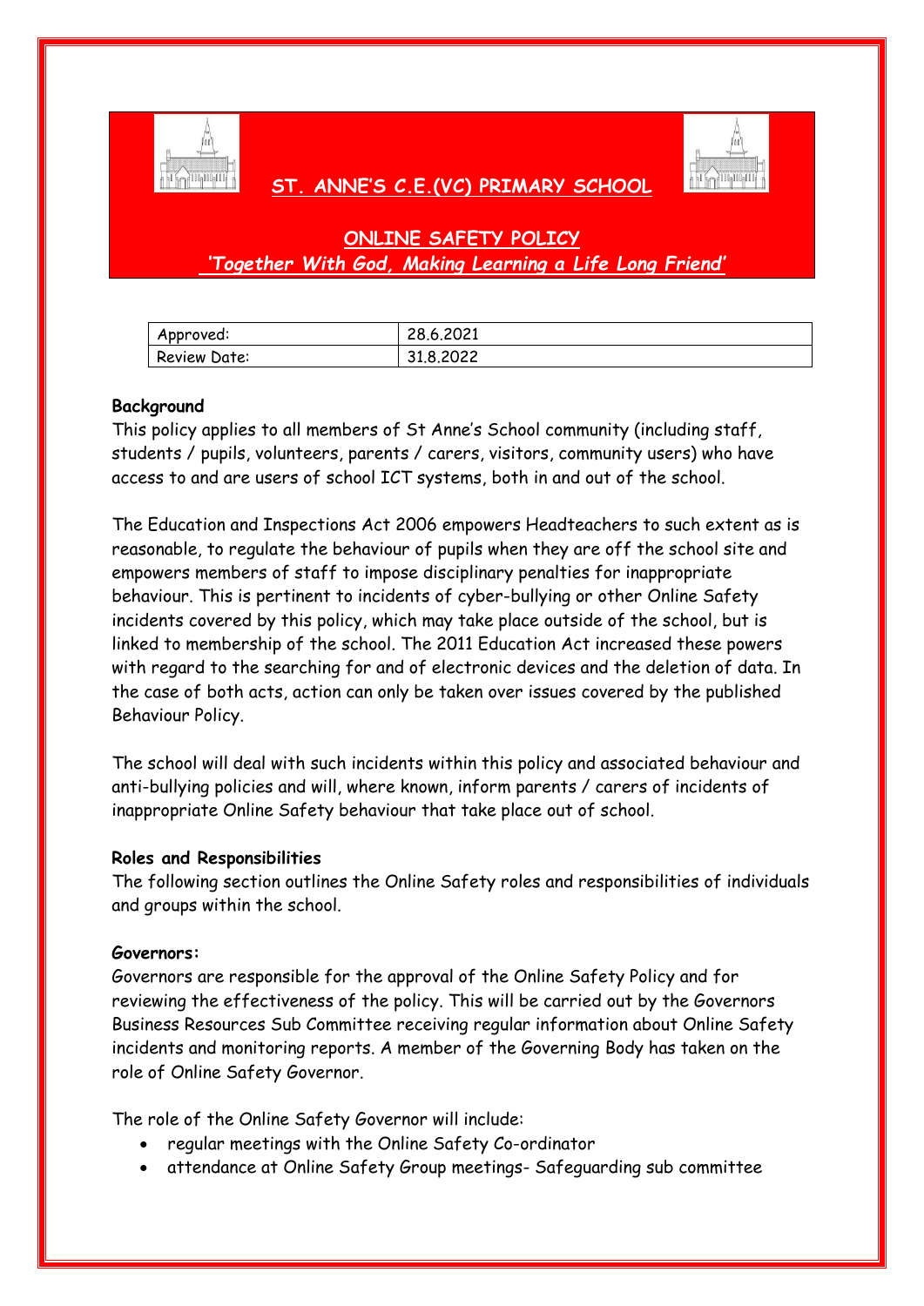# ST. ANNE'S C.E.(VC) PRIMARY SCHOOL

## ONLINE SAFETY POLICY

*'Together With God, Making Learning a Life Long Friend'*

| Approved: | 28.6.2021 |
|---|---|
| Review Date: | 31.8.2022 |

**Background**

This policy applies to all members of St Anne's School community (including staff, students / pupils, volunteers, parents / carers, visitors, community users) who have access to and are users of school ICT systems, both in and out of the school.

The Education and Inspections Act 2006 empowers Headteachers to such extent as is reasonable, to regulate the behaviour of pupils when they are off the school site and empowers members of staff to impose disciplinary penalties for inappropriate behaviour. This is pertinent to incidents of cyber-bullying or other Online Safety incidents covered by this policy, which may take place outside of the school, but is linked to membership of the school. The 2011 Education Act increased these powers with regard to the searching for and of electronic devices and the deletion of data. In the case of both acts, action can only be taken over issues covered by the published Behaviour Policy.

The school will deal with such incidents within this policy and associated behaviour and anti-bullying policies and will, where known, inform parents / carers of incidents of inappropriate Online Safety behaviour that take place out of school.

**Roles and Responsibilities**

The following section outlines the Online Safety roles and responsibilities of individuals and groups within the school.

**Governors:**

Governors are responsible for the approval of the Online Safety Policy and for reviewing the effectiveness of the policy. This will be carried out by the Governors Business Resources Sub Committee receiving regular information about Online Safety incidents and monitoring reports. A member of the Governing Body has taken on the role of Online Safety Governor.

The role of the Online Safety Governor will include:

- regular meetings with the Online Safety Co-ordinator
- attendance at Online Safety Group meetings- Safeguarding sub committee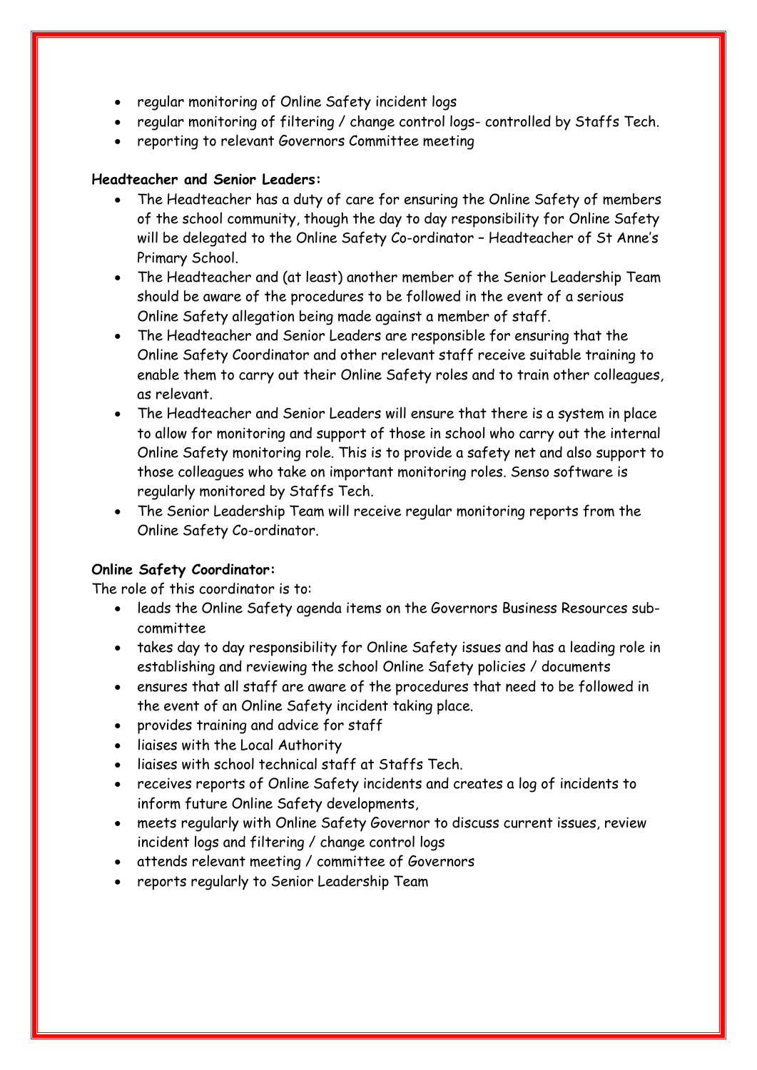- regular monitoring of Online Safety incident logs
- regular monitoring of filtering / change control logs- controlled by Staffs Tech.
- reporting to relevant Governors Committee meeting

**Headteacher and Senior Leaders:**

- The Headteacher has a duty of care for ensuring the Online Safety of members of the school community, though the day to day responsibility for Online Safety will be delegated to the Online Safety Co-ordinator – Headteacher of St Anne's Primary School.
- The Headteacher and (at least) another member of the Senior Leadership Team should be aware of the procedures to be followed in the event of a serious Online Safety allegation being made against a member of staff.
- The Headteacher and Senior Leaders are responsible for ensuring that the Online Safety Coordinator and other relevant staff receive suitable training to enable them to carry out their Online Safety roles and to train other colleagues, as relevant.
- The Headteacher and Senior Leaders will ensure that there is a system in place to allow for monitoring and support of those in school who carry out the internal Online Safety monitoring role. This is to provide a safety net and also support to those colleagues who take on important monitoring roles. Senso software is regularly monitored by Staffs Tech.
- The Senior Leadership Team will receive regular monitoring reports from the Online Safety Co-ordinator.

**Online Safety Coordinator:**

The role of this coordinator is to:

- leads the Online Safety agenda items on the Governors Business Resources sub-committee
- takes day to day responsibility for Online Safety issues and has a leading role in establishing and reviewing the school Online Safety policies / documents
- ensures that all staff are aware of the procedures that need to be followed in the event of an Online Safety incident taking place.
- provides training and advice for staff
- liaises with the Local Authority
- liaises with school technical staff at Staffs Tech.
- receives reports of Online Safety incidents and creates a log of incidents to inform future Online Safety developments,
- meets regularly with Online Safety Governor to discuss current issues, review incident logs and filtering / change control logs
- attends relevant meeting / committee of Governors
- reports regularly to Senior Leadership Team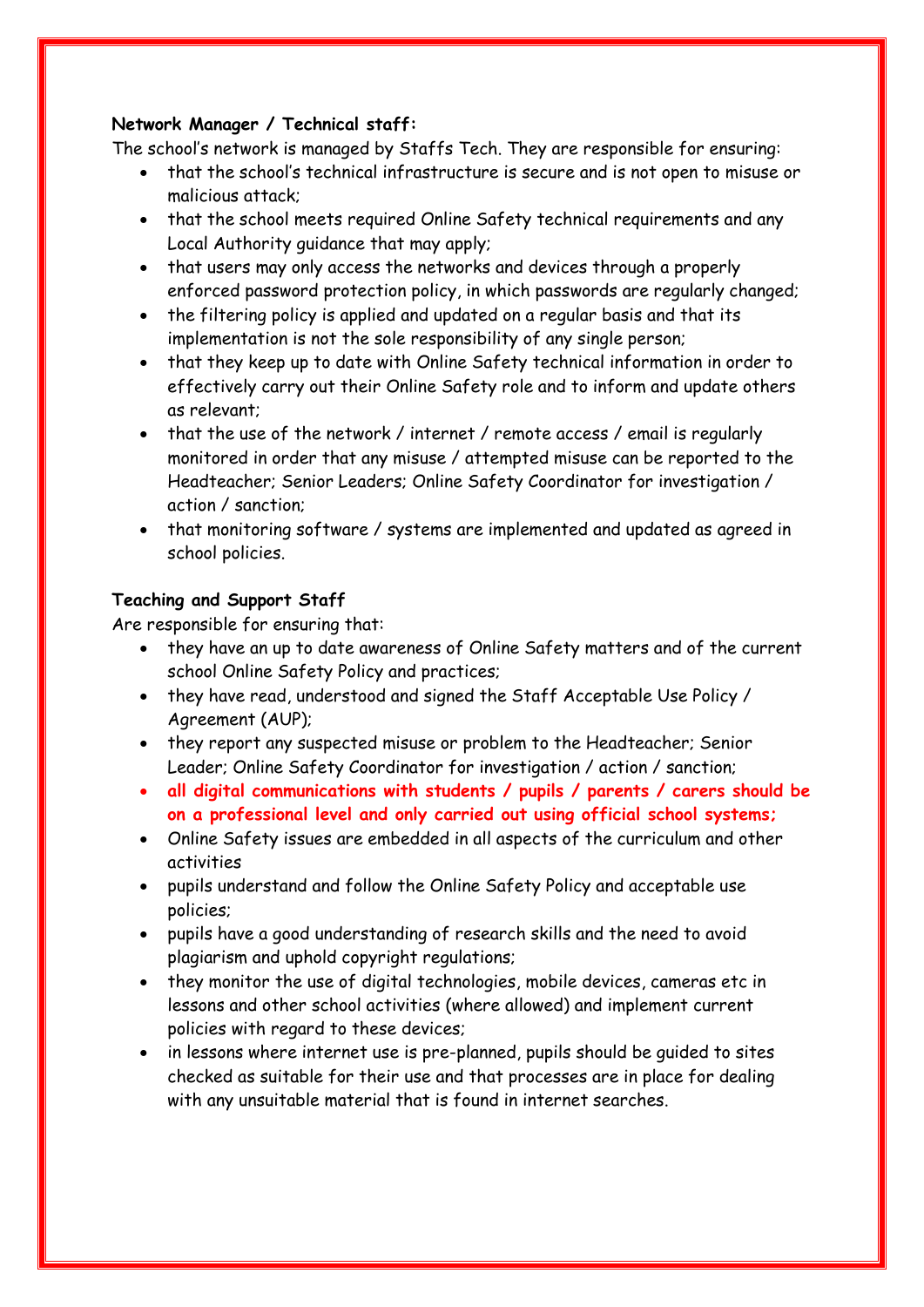**Network Manager / Technical staff:**

The school's network is managed by Staffs Tech. They are responsible for ensuring:

- that the school's technical infrastructure is secure and is not open to misuse or malicious attack;
- that the school meets required Online Safety technical requirements and any Local Authority guidance that may apply;
- that users may only access the networks and devices through a properly enforced password protection policy, in which passwords are regularly changed;
- the filtering policy is applied and updated on a regular basis and that its implementation is not the sole responsibility of any single person;
- that they keep up to date with Online Safety technical information in order to effectively carry out their Online Safety role and to inform and update others as relevant;
- that the use of the network / internet / remote access / email is regularly monitored in order that any misuse / attempted misuse can be reported to the Headteacher; Senior Leaders; Online Safety Coordinator for investigation / action / sanction;
- that monitoring software / systems are implemented and updated as agreed in school policies.

**Teaching and Support Staff**

Are responsible for ensuring that:

- they have an up to date awareness of Online Safety matters and of the current school Online Safety Policy and practices;
- they have read, understood and signed the Staff Acceptable Use Policy / Agreement (AUP);
- they report any suspected misuse or problem to the Headteacher; Senior Leader; Online Safety Coordinator for investigation / action / sanction;
- **all digital communications with students / pupils / parents / carers should be on a professional level and only carried out using official school systems;**
- Online Safety issues are embedded in all aspects of the curriculum and other activities
- pupils understand and follow the Online Safety Policy and acceptable use policies;
- pupils have a good understanding of research skills and the need to avoid plagiarism and uphold copyright regulations;
- they monitor the use of digital technologies, mobile devices, cameras etc in lessons and other school activities (where allowed) and implement current policies with regard to these devices;
- in lessons where internet use is pre-planned, pupils should be guided to sites checked as suitable for their use and that processes are in place for dealing with any unsuitable material that is found in internet searches.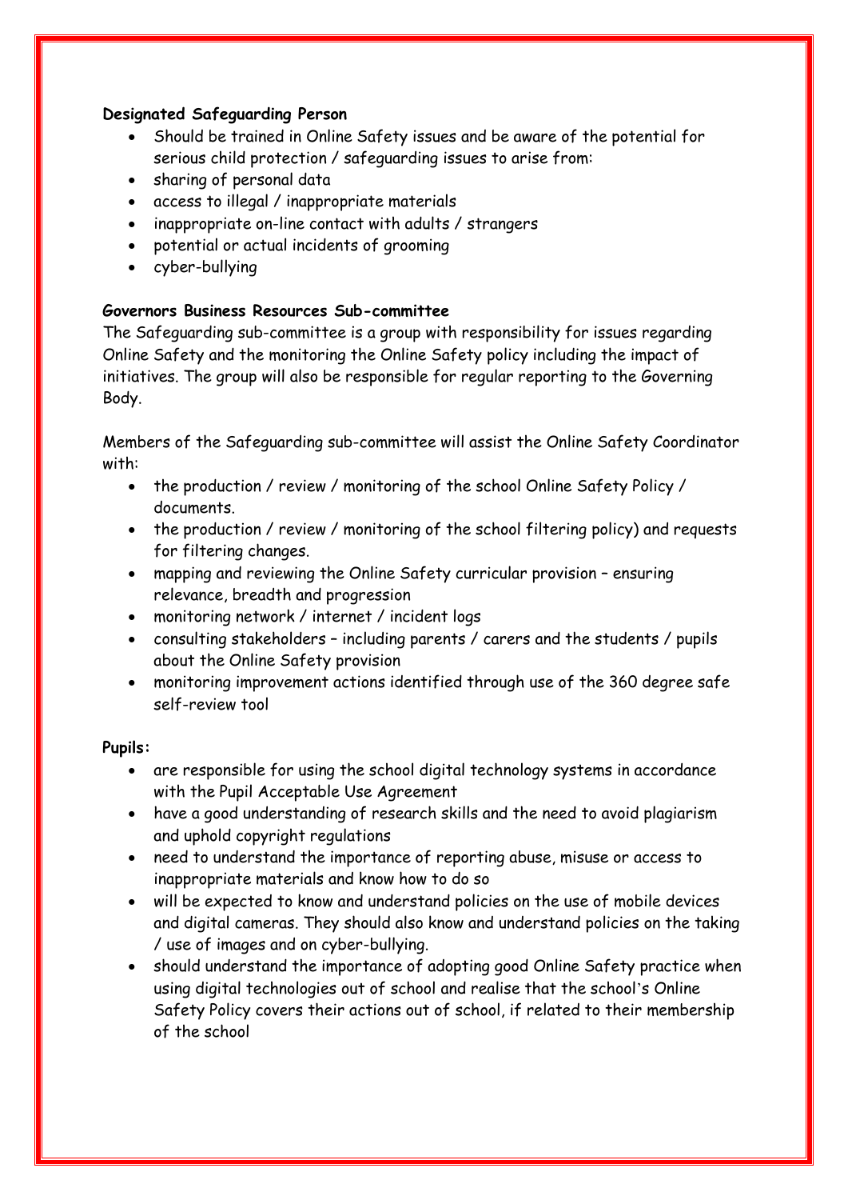**Designated Safeguarding Person**

- Should be trained in Online Safety issues and be aware of the potential for serious child protection / safeguarding issues to arise from:
- sharing of personal data
- access to illegal / inappropriate materials
- inappropriate on-line contact with adults / strangers
- potential or actual incidents of grooming
- cyber-bullying

**Governors Business Resources Sub-committee**

The Safeguarding sub-committee is a group with responsibility for issues regarding Online Safety and the monitoring the Online Safety policy including the impact of initiatives. The group will also be responsible for regular reporting to the Governing Body.

Members of the Safeguarding sub-committee will assist the Online Safety Coordinator with:

- the production / review / monitoring of the school Online Safety Policy / documents.
- the production / review / monitoring of the school filtering policy) and requests for filtering changes.
- mapping and reviewing the Online Safety curricular provision – ensuring relevance, breadth and progression
- monitoring network / internet / incident logs
- consulting stakeholders – including parents / carers and the students / pupils about the Online Safety provision
- monitoring improvement actions identified through use of the 360 degree safe self-review tool

**Pupils:**

- are responsible for using the school digital technology systems in accordance with the Pupil Acceptable Use Agreement
- have a good understanding of research skills and the need to avoid plagiarism and uphold copyright regulations
- need to understand the importance of reporting abuse, misuse or access to inappropriate materials and know how to do so
- will be expected to know and understand policies on the use of mobile devices and digital cameras. They should also know and understand policies on the taking / use of images and on cyber-bullying.
- should understand the importance of adopting good Online Safety practice when using digital technologies out of school and realise that the school's Online Safety Policy covers their actions out of school, if related to their membership of the school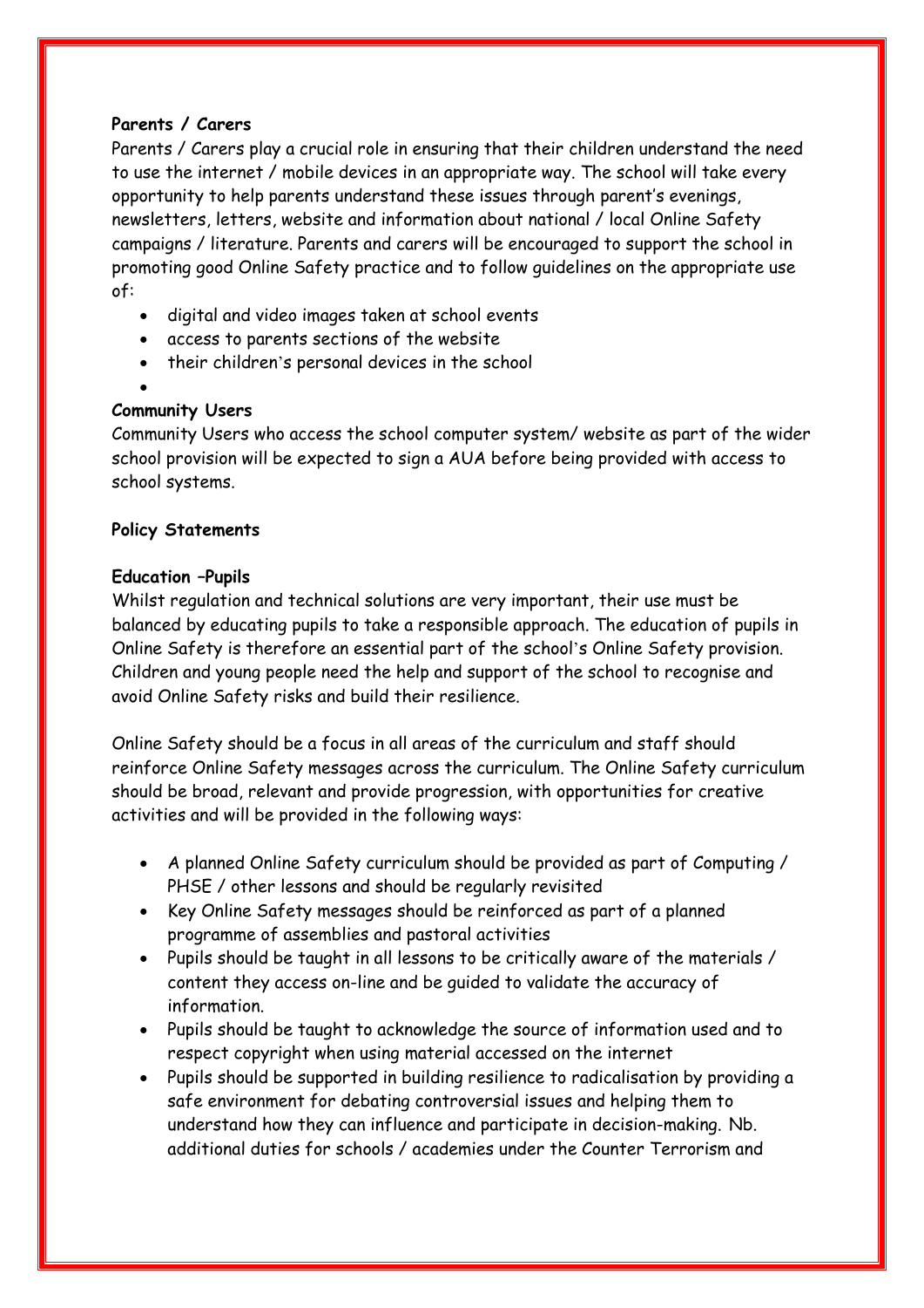**Parents / Carers**

Parents / Carers play a crucial role in ensuring that their children understand the need to use the internet / mobile devices in an appropriate way. The school will take every opportunity to help parents understand these issues through parent's evenings, newsletters, letters, website and information about national / local Online Safety campaigns / literature. Parents and carers will be encouraged to support the school in promoting good Online Safety practice and to follow guidelines on the appropriate use of:

- digital and video images taken at school events
- access to parents sections of the website
- their children's personal devices in the school

**Community Users**

Community Users who access the school computer system/ website as part of the wider school provision will be expected to sign a AUA before being provided with access to school systems.

**Policy Statements**

**Education –Pupils**

Whilst regulation and technical solutions are very important, their use must be balanced by educating pupils to take a responsible approach. The education of pupils in Online Safety is therefore an essential part of the school's Online Safety provision. Children and young people need the help and support of the school to recognise and avoid Online Safety risks and build their resilience.

Online Safety should be a focus in all areas of the curriculum and staff should reinforce Online Safety messages across the curriculum. The Online Safety curriculum should be broad, relevant and provide progression, with opportunities for creative activities and will be provided in the following ways:

- A planned Online Safety curriculum should be provided as part of Computing / PHSE / other lessons and should be regularly revisited
- Key Online Safety messages should be reinforced as part of a planned programme of assemblies and pastoral activities
- Pupils should be taught in all lessons to be critically aware of the materials / content they access on-line and be guided to validate the accuracy of information.
- Pupils should be taught to acknowledge the source of information used and to respect copyright when using material accessed on the internet
- Pupils should be supported in building resilience to radicalisation by providing a safe environment for debating controversial issues and helping them to understand how they can influence and participate in decision-making. Nb. additional duties for schools / academies under the Counter Terrorism and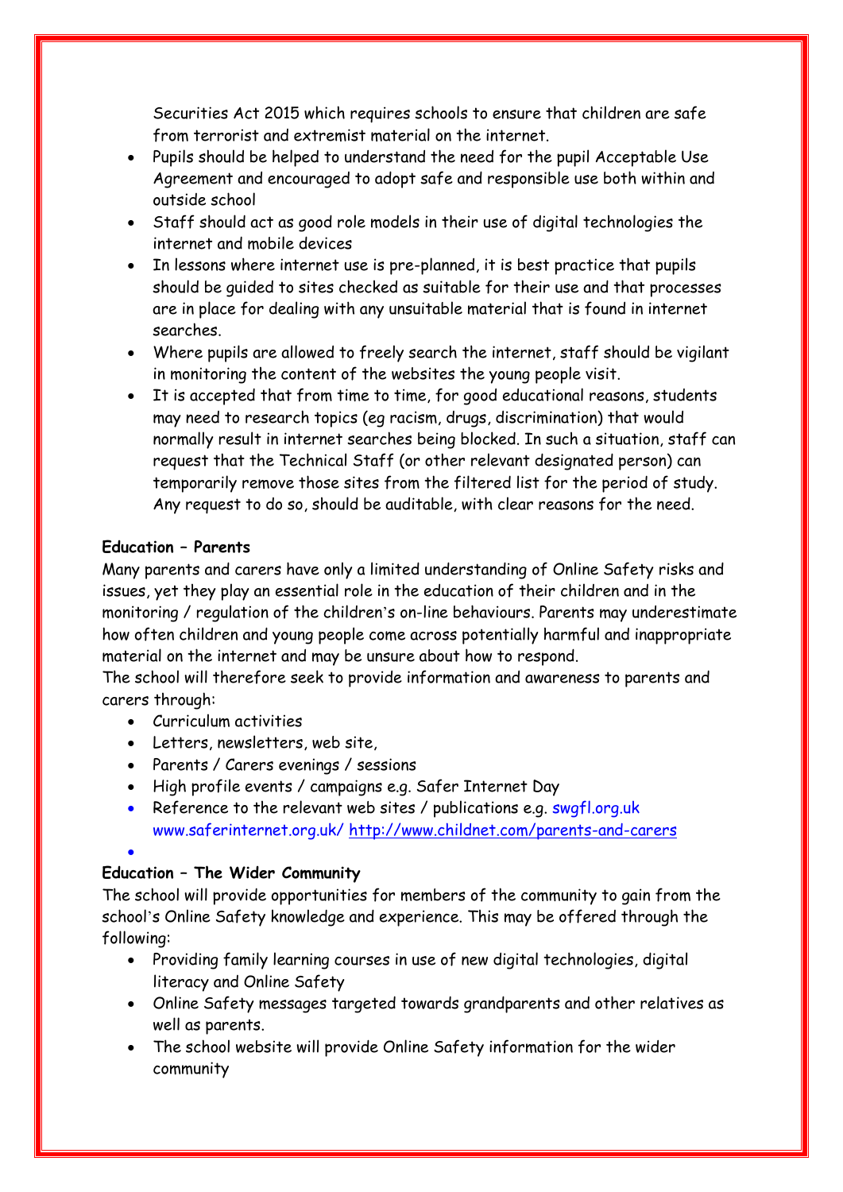Securities Act 2015 which requires schools to ensure that children are safe from terrorist and extremist material on the internet.

- Pupils should be helped to understand the need for the pupil Acceptable Use Agreement and encouraged to adopt safe and responsible use both within and outside school
- Staff should act as good role models in their use of digital technologies the internet and mobile devices
- In lessons where internet use is pre-planned, it is best practice that pupils should be guided to sites checked as suitable for their use and that processes are in place for dealing with any unsuitable material that is found in internet searches.
- Where pupils are allowed to freely search the internet, staff should be vigilant in monitoring the content of the websites the young people visit.
- It is accepted that from time to time, for good educational reasons, students may need to research topics (eg racism, drugs, discrimination) that would normally result in internet searches being blocked. In such a situation, staff can request that the Technical Staff (or other relevant designated person) can temporarily remove those sites from the filtered list for the period of study. Any request to do so, should be auditable, with clear reasons for the need.

**Education – Parents**

Many parents and carers have only a limited understanding of Online Safety risks and issues, yet they play an essential role in the education of their children and in the monitoring / regulation of the children's on-line behaviours. Parents may underestimate how often children and young people come across potentially harmful and inappropriate material on the internet and may be unsure about how to respond.

The school will therefore seek to provide information and awareness to parents and carers through:

- Curriculum activities
- Letters, newsletters, web site,
- Parents / Carers evenings / sessions
- High profile events / campaigns e.g. Safer Internet Day
- Reference to the relevant web sites / publications e.g. swgfl.org.uk www.saferinternet.org.uk/ http://www.childnet.com/parents-and-carers

**Education – The Wider Community**

The school will provide opportunities for members of the community to gain from the school's Online Safety knowledge and experience. This may be offered through the following:

- Providing family learning courses in use of new digital technologies, digital literacy and Online Safety
- Online Safety messages targeted towards grandparents and other relatives as well as parents.
- The school website will provide Online Safety information for the wider community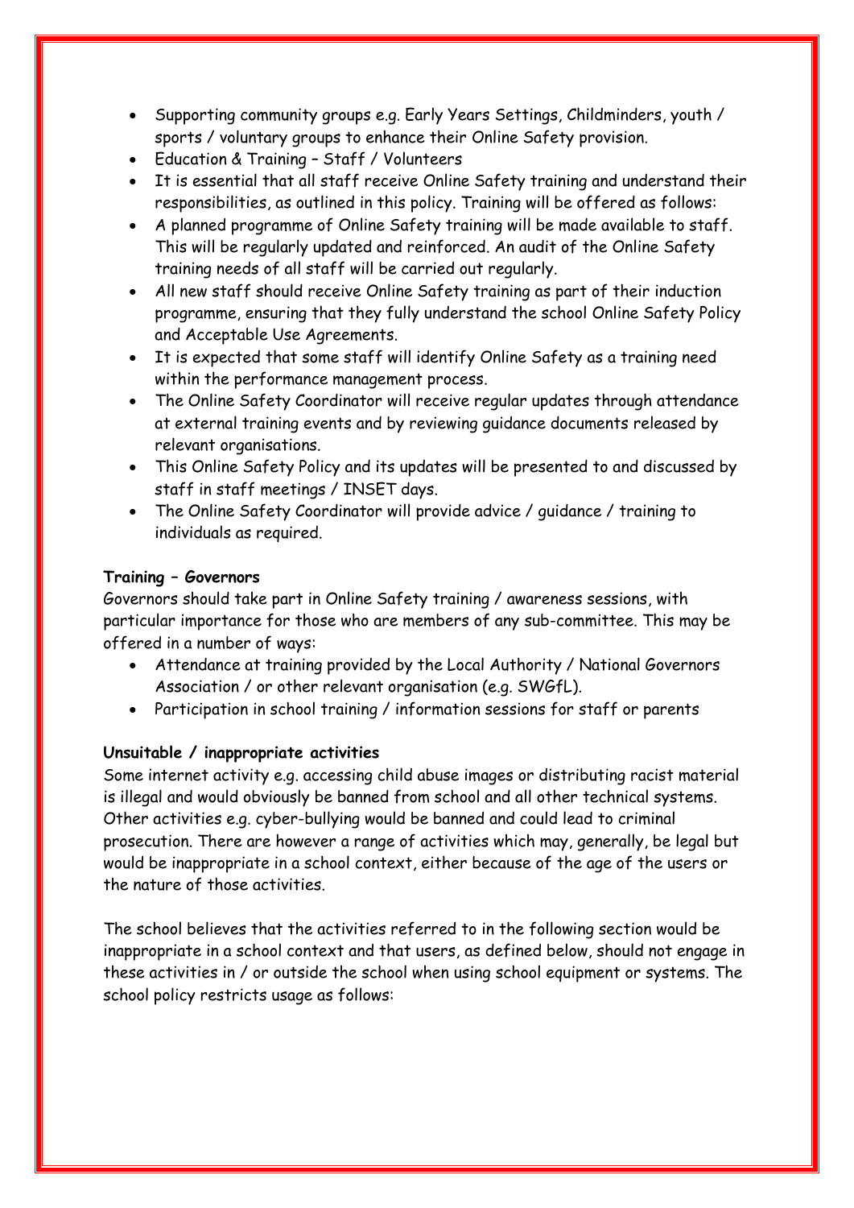- Supporting community groups e.g. Early Years Settings, Childminders, youth / sports / voluntary groups to enhance their Online Safety provision.
- Education & Training – Staff / Volunteers
- It is essential that all staff receive Online Safety training and understand their responsibilities, as outlined in this policy. Training will be offered as follows:
- A planned programme of Online Safety training will be made available to staff. This will be regularly updated and reinforced. An audit of the Online Safety training needs of all staff will be carried out regularly.
- All new staff should receive Online Safety training as part of their induction programme, ensuring that they fully understand the school Online Safety Policy and Acceptable Use Agreements.
- It is expected that some staff will identify Online Safety as a training need within the performance management process.
- The Online Safety Coordinator will receive regular updates through attendance at external training events and by reviewing guidance documents released by relevant organisations.
- This Online Safety Policy and its updates will be presented to and discussed by staff in staff meetings / INSET days.
- The Online Safety Coordinator will provide advice / guidance / training to individuals as required.

**Training – Governors**

Governors should take part in Online Safety training / awareness sessions, with particular importance for those who are members of any sub-committee. This may be offered in a number of ways:

- Attendance at training provided by the Local Authority / National Governors Association / or other relevant organisation (e.g. SWGfL).
- Participation in school training / information sessions for staff or parents

**Unsuitable / inappropriate activities**

Some internet activity e.g. accessing child abuse images or distributing racist material is illegal and would obviously be banned from school and all other technical systems. Other activities e.g. cyber-bullying would be banned and could lead to criminal prosecution. There are however a range of activities which may, generally, be legal but would be inappropriate in a school context, either because of the age of the users or the nature of those activities.

The school believes that the activities referred to in the following section would be inappropriate in a school context and that users, as defined below, should not engage in these activities in / or outside the school when using school equipment or systems. The school policy restricts usage as follows: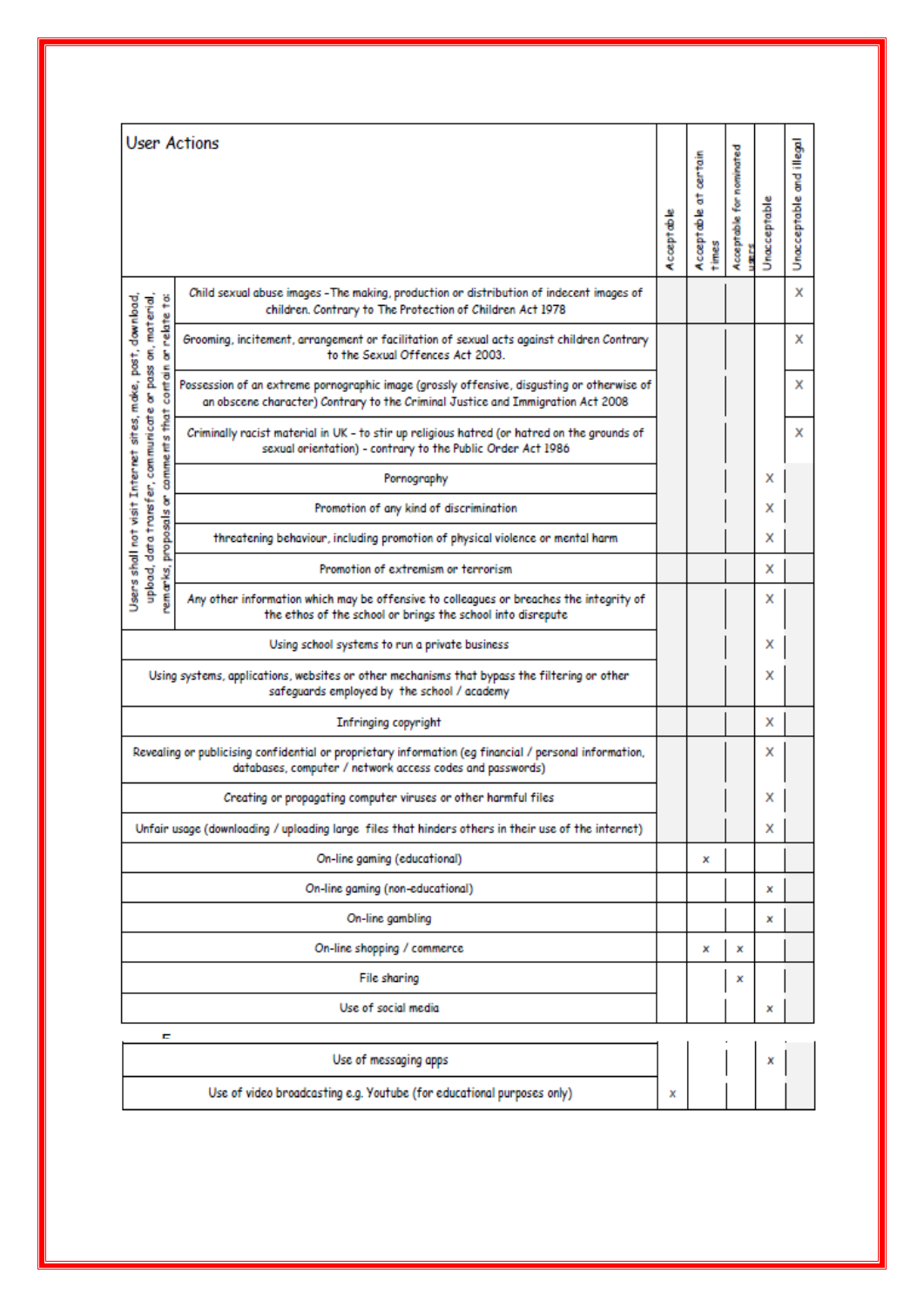| User Actions | | Acceptable | Acceptable at certain times | Acceptable for nominated users | Unacceptable | Unacceptable and illegal |
|---|---|---|---|---|---|---|
| Users shall not visit Internet sites, make, post, download, upload, data transfer, communicate or pass on, material, remarks, proposals or comments that contain or relate to: | Child sexual abuse images –The making, production or distribution of indecent images of children. Contrary to The Protection of Children Act 1978 | | | | | X |
| | Grooming, incitement, arrangement or facilitation of sexual acts against children Contrary to the Sexual Offences Act 2003. | | | | | X |
| | Possession of an extreme pornographic image (grossly offensive, disgusting or otherwise of an obscene character) Contrary to the Criminal Justice and Immigration Act 2008 | | | | | X |
| | Criminally racist material in UK – to stir up religious hatred (or hatred on the grounds of sexual orientation) - contrary to the Public Order Act 1986 | | | | | X |
| | Pornography | | | | X | |
| | Promotion of any kind of discrimination | | | | X | |
| | threatening behaviour, including promotion of physical violence or mental harm | | | | X | |
| | Promotion of extremism or terrorism | | | | X | |
| | Any other information which may be offensive to colleagues or breaches the integrity of the ethos of the school or brings the school into disrepute | | | | X | |
| Using school systems to run a private business | | | | | X | |
| Using systems, applications, websites or other mechanisms that bypass the filtering or other safeguards employed by the school / academy | | | | | X | |
| Infringing copyright | | | | | X | |
| Revealing or publicising confidential or proprietary information (eg financial / personal information, databases, computer / network access codes and passwords) | | | | | X | |
| Creating or propagating computer viruses or other harmful files | | | | | X | |
| Unfair usage (downloading / uploading large files that hinders others in their use of the internet) | | | | | X | |
| On-line gaming (educational) | | | x | | | |
| On-line gaming (non-educational) | | | | | x | |
| On-line gambling | | | | | x | |
| On-line shopping / commerce | | | x | x | | |
| File sharing | | | | x | | |
| Use of social media | | | | | x | |
| Use of messaging apps | | | | | x | |
| Use of video broadcasting e.g. Youtube (for educational purposes only) | | x | | | | |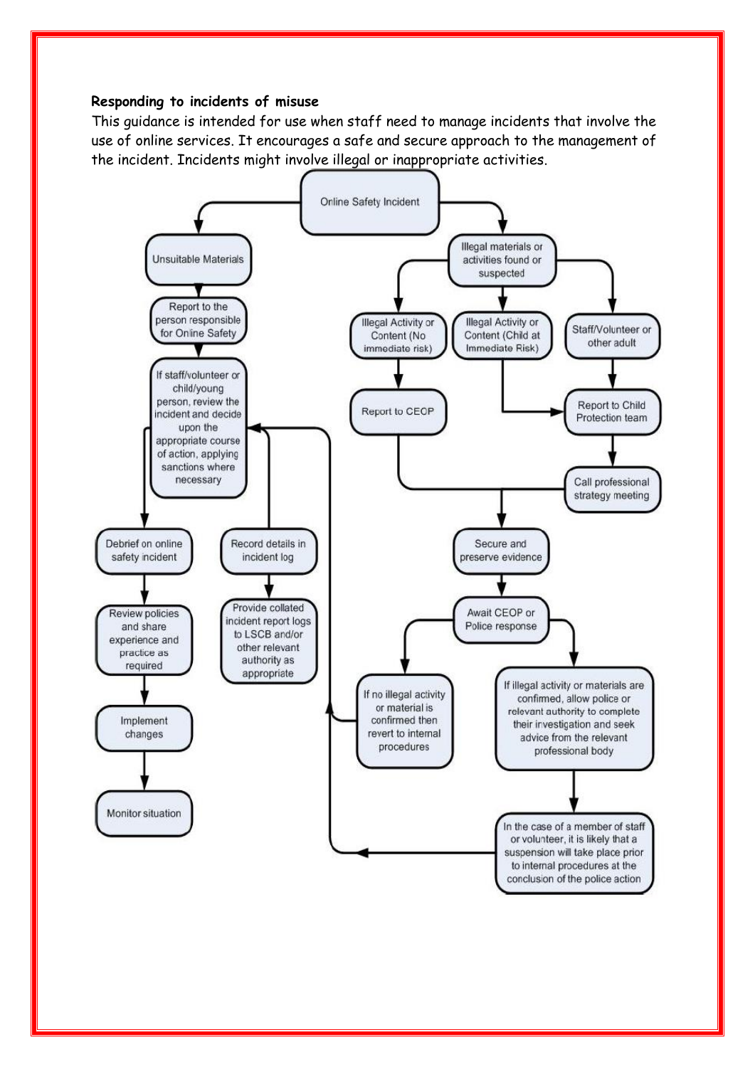**Responding to incidents of misuse**

This guidance is intended for use when staff need to manage incidents that involve the use of online services. It encourages a safe and secure approach to the management of the incident. Incidents might involve illegal or inappropriate activities.

Online Safety Incident

Unsuitable Materials

Report to the person responsible for Online Safety

If staff/volunteer or child/young person, review the incident and decide upon the appropriate course of action, applying sanctions where necessary

Debrief on online safety incident

Review policies and share experience and practice as required

Implement changes

Monitor situation

Record details in incident log

Provide collated incident report logs to LSCB and/or other relevant authority as appropriate

Illegal materials or activities found or suspected

Illegal Activity or Content (No immediate risk)

Illegal Activity or Content (Child at Immediate Risk)

Staff/Volunteer or other adult

Report to CEOP

Report to Child Protection team

Call professional strategy meeting

Secure and preserve evidence

Await CEOP or Police response

If no illegal activity or material is confirmed then revert to internal procedures

If illegal activity or materials are confirmed, allow police or relevant authority to complete their investigation and seek advice from the relevant professional body

In the case of a member of staff or volunteer, it is likely that a suspension will take place prior to internal procedures at the conclusion of the police action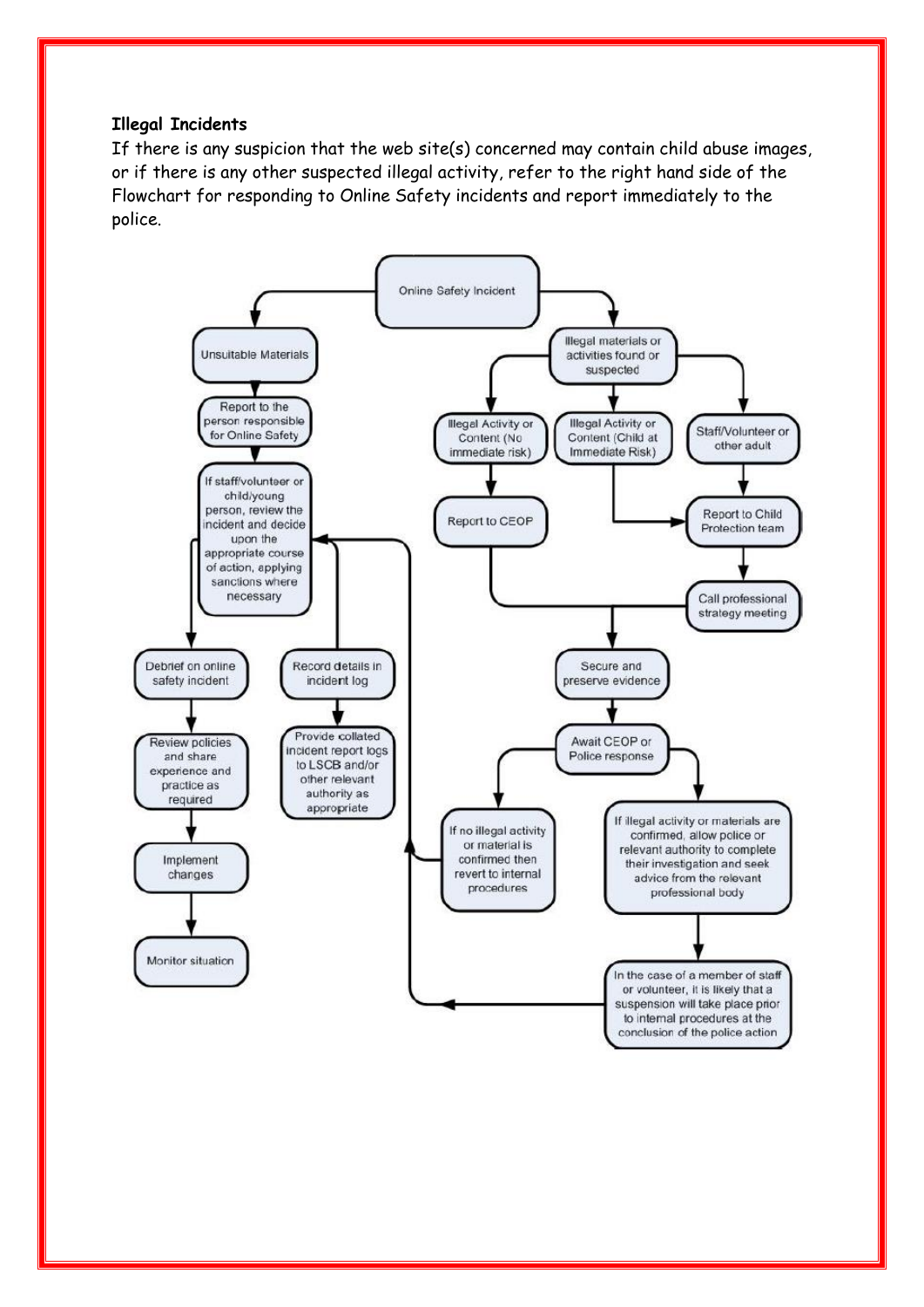**Illegal Incidents**

If there is any suspicion that the web site(s) concerned may contain child abuse images, or if there is any other suspected illegal activity, refer to the right hand side of the Flowchart for responding to Online Safety incidents and report immediately to the police.

Online Safety Incident

Unsuitable Materials

Report to the person responsible for Online Safety

If staff/volunteer or child/young person, review the incident and decide upon the appropriate course of action, applying sanctions where necessary

Debrief on online safety incident

Review policies and share experience and practice as required

Implement changes

Monitor situation

Record details in incident log

Provide collated incident report logs to LSCB and/or other relevant authority as appropriate

Illegal materials or activities found or suspected

Illegal Activity or Content (No immediate risk)

Illegal Activity or Content (Child at Immediate Risk)

Staff/Volunteer or other adult

Report to CEOP

Report to Child Protection team

Call professional strategy meeting

Secure and preserve evidence

Await CEOP or Police response

If no illegal activity or material is confirmed then revert to internal procedures

If illegal activity or materials are confirmed, allow police or relevant authority to complete their investigation and seek advice from the relevant professional body

In the case of a member of staff or volunteer, it is likely that a suspension will take place prior to internal procedures at the conclusion of the police action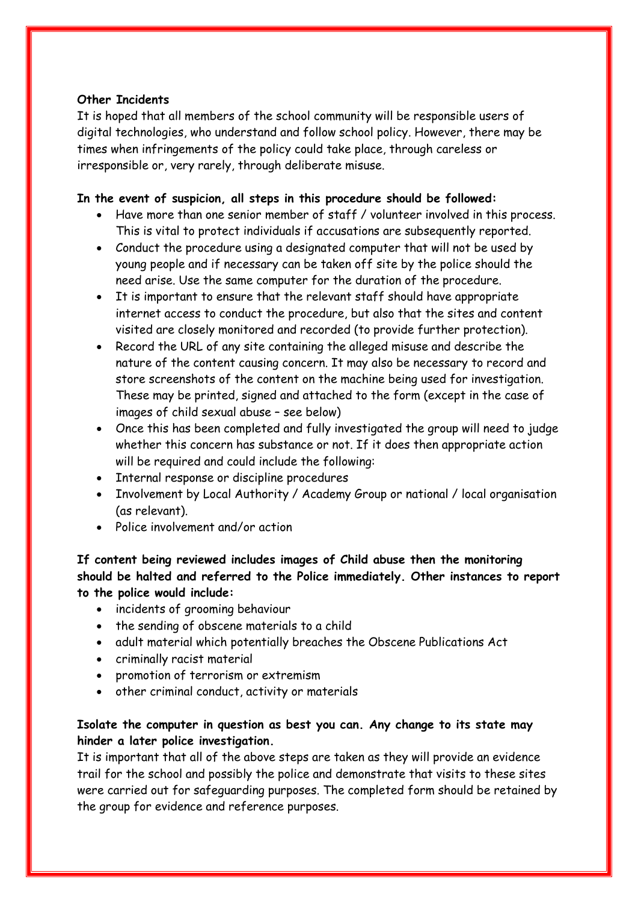**Other Incidents**

It is hoped that all members of the school community will be responsible users of digital technologies, who understand and follow school policy. However, there may be times when infringements of the policy could take place, through careless or irresponsible or, very rarely, through deliberate misuse.

**In the event of suspicion, all steps in this procedure should be followed:**

- Have more than one senior member of staff / volunteer involved in this process. This is vital to protect individuals if accusations are subsequently reported.
- Conduct the procedure using a designated computer that will not be used by young people and if necessary can be taken off site by the police should the need arise. Use the same computer for the duration of the procedure.
- It is important to ensure that the relevant staff should have appropriate internet access to conduct the procedure, but also that the sites and content visited are closely monitored and recorded (to provide further protection).
- Record the URL of any site containing the alleged misuse and describe the nature of the content causing concern. It may also be necessary to record and store screenshots of the content on the machine being used for investigation. These may be printed, signed and attached to the form (except in the case of images of child sexual abuse – see below)
- Once this has been completed and fully investigated the group will need to judge whether this concern has substance or not. If it does then appropriate action will be required and could include the following:
- Internal response or discipline procedures
- Involvement by Local Authority / Academy Group or national / local organisation (as relevant).
- Police involvement and/or action

**If content being reviewed includes images of Child abuse then the monitoring should be halted and referred to the Police immediately. Other instances to report to the police would include:**

- incidents of grooming behaviour
- the sending of obscene materials to a child
- adult material which potentially breaches the Obscene Publications Act
- criminally racist material
- promotion of terrorism or extremism
- other criminal conduct, activity or materials

**Isolate the computer in question as best you can. Any change to its state may hinder a later police investigation.**

It is important that all of the above steps are taken as they will provide an evidence trail for the school and possibly the police and demonstrate that visits to these sites were carried out for safeguarding purposes. The completed form should be retained by the group for evidence and reference purposes.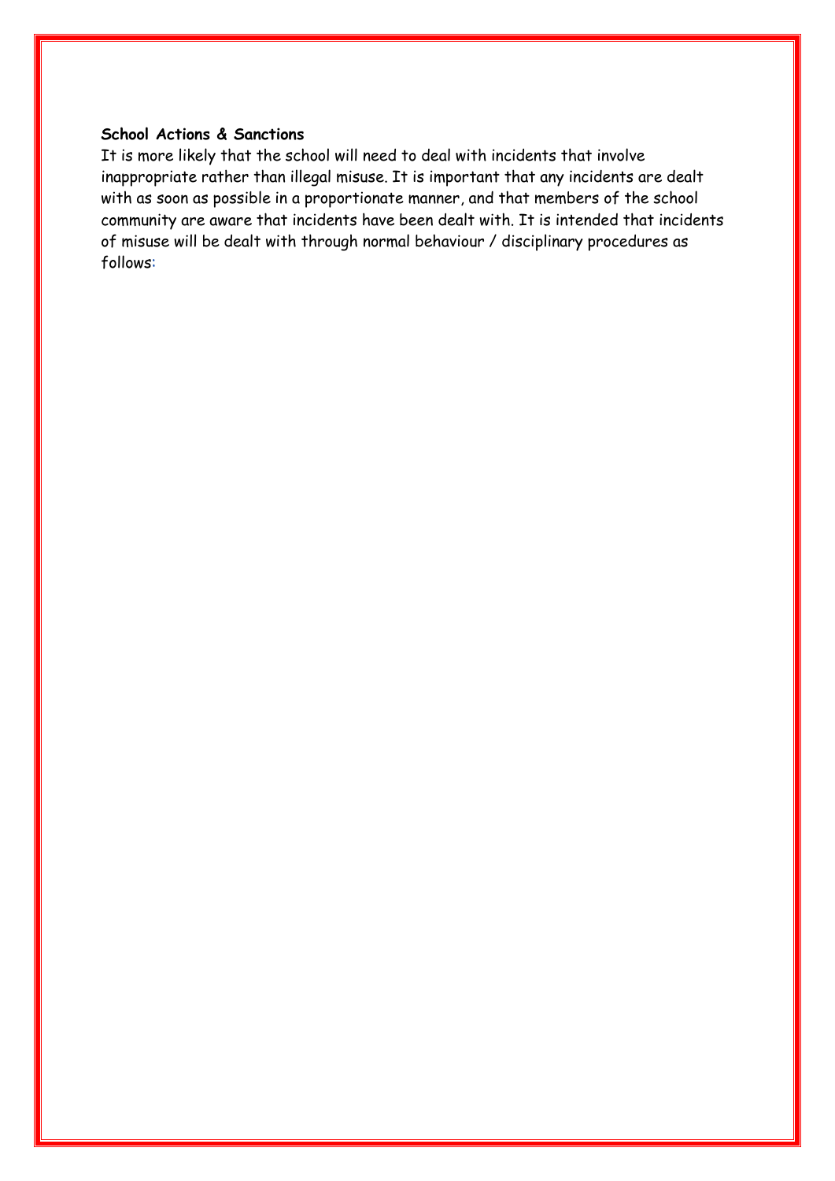**School Actions & Sanctions**

It is more likely that the school will need to deal with incidents that involve inappropriate rather than illegal misuse. It is important that any incidents are dealt with as soon as possible in a proportionate manner, and that members of the school community are aware that incidents have been dealt with. It is intended that incidents of misuse will be dealt with through normal behaviour / disciplinary procedures as follows: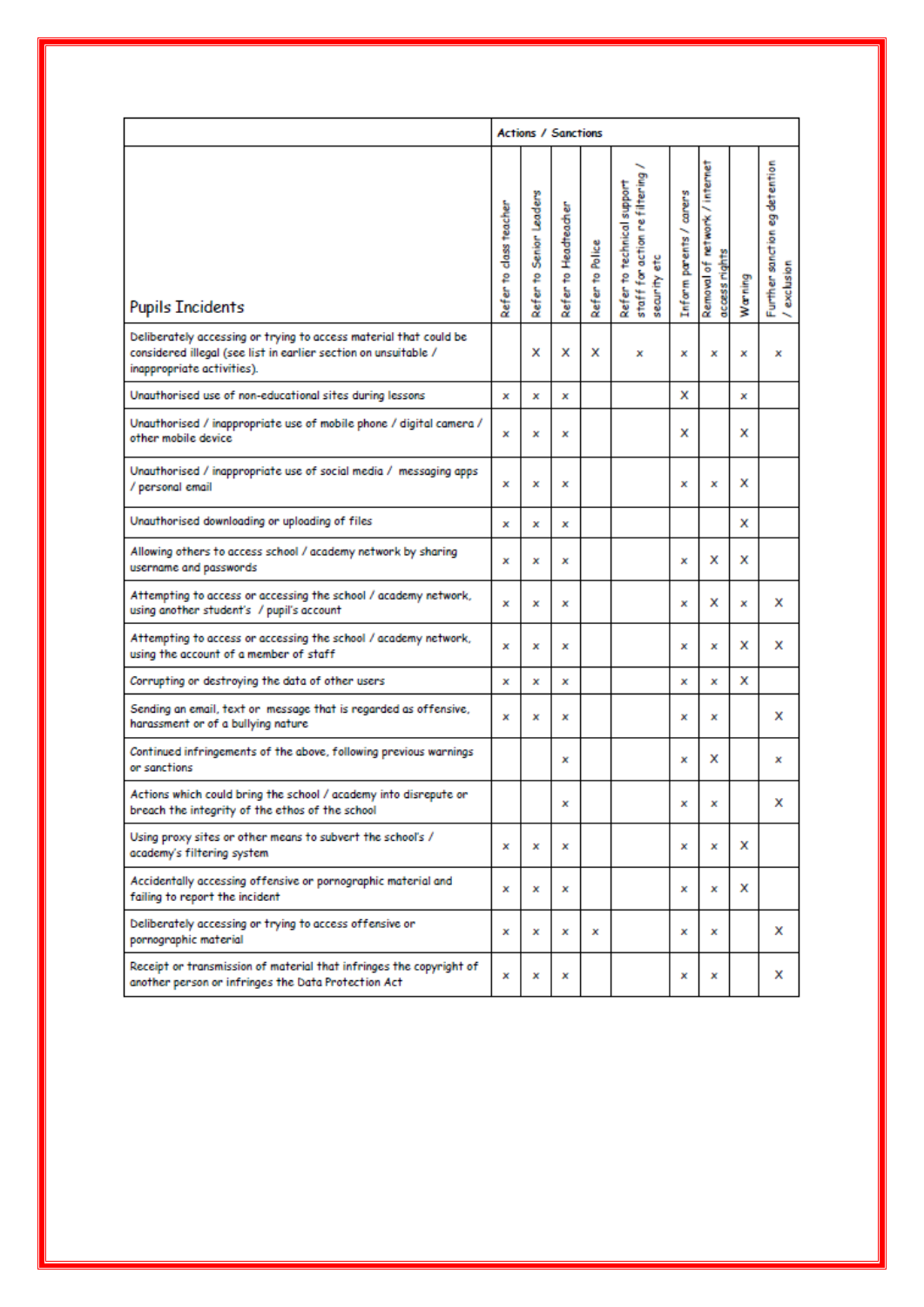| Pupils Incidents | Actions / Sanctions | | | | | | | | |
|---|---|---|---|---|---|---|---|---|---|
| | Refer to class teacher | Refer to Senior Leaders | Refer to Headteacher | Refer to Police | Refer to technical support staff for action re filtering / security etc | Inform parents / carers | Removal of network / internet access rights | Warning | Further sanction eg detention / exclusion |
| Deliberately accessing or trying to access material that could be considered illegal (see list in earlier section on unsuitable / inappropriate activities). | | X | X | X | x | x | x | x | x |
| Unauthorised use of non-educational sites during lessons | x | x | x | | | X | | x | |
| Unauthorised / inappropriate use of mobile phone / digital camera / other mobile device | x | x | x | | | X | | X | |
| Unauthorised / inappropriate use of social media / messaging apps / personal email | x | x | x | | | x | x | X | |
| Unauthorised downloading or uploading of files | x | x | x | | | | | X | |
| Allowing others to access school / academy network by sharing username and passwords | x | x | x | | | x | X | X | |
| Attempting to access or accessing the school / academy network, using another student's / pupil's account | x | x | x | | | x | X | x | X |
| Attempting to access or accessing the school / academy network, using the account of a member of staff | x | x | x | | | x | x | X | X |
| Corrupting or destroying the data of other users | x | x | x | | | x | x | X | |
| Sending an email, text or message that is regarded as offensive, harassment or of a bullying nature | x | x | x | | | x | x | | X |
| Continued infringements of the above, following previous warnings or sanctions | | | x | | | x | X | | x |
| Actions which could bring the school / academy into disrepute or breach the integrity of the ethos of the school | | | x | | | x | x | | X |
| Using proxy sites or other means to subvert the school's / academy's filtering system | x | x | x | | | x | x | X | |
| Accidentally accessing offensive or pornographic material and failing to report the incident | x | x | x | | | x | x | X | |
| Deliberately accessing or trying to access offensive or pornographic material | x | x | x | x | | x | x | | X |
| Receipt or transmission of material that infringes the copyright of another person or infringes the Data Protection Act | x | x | x | | | x | x | | X |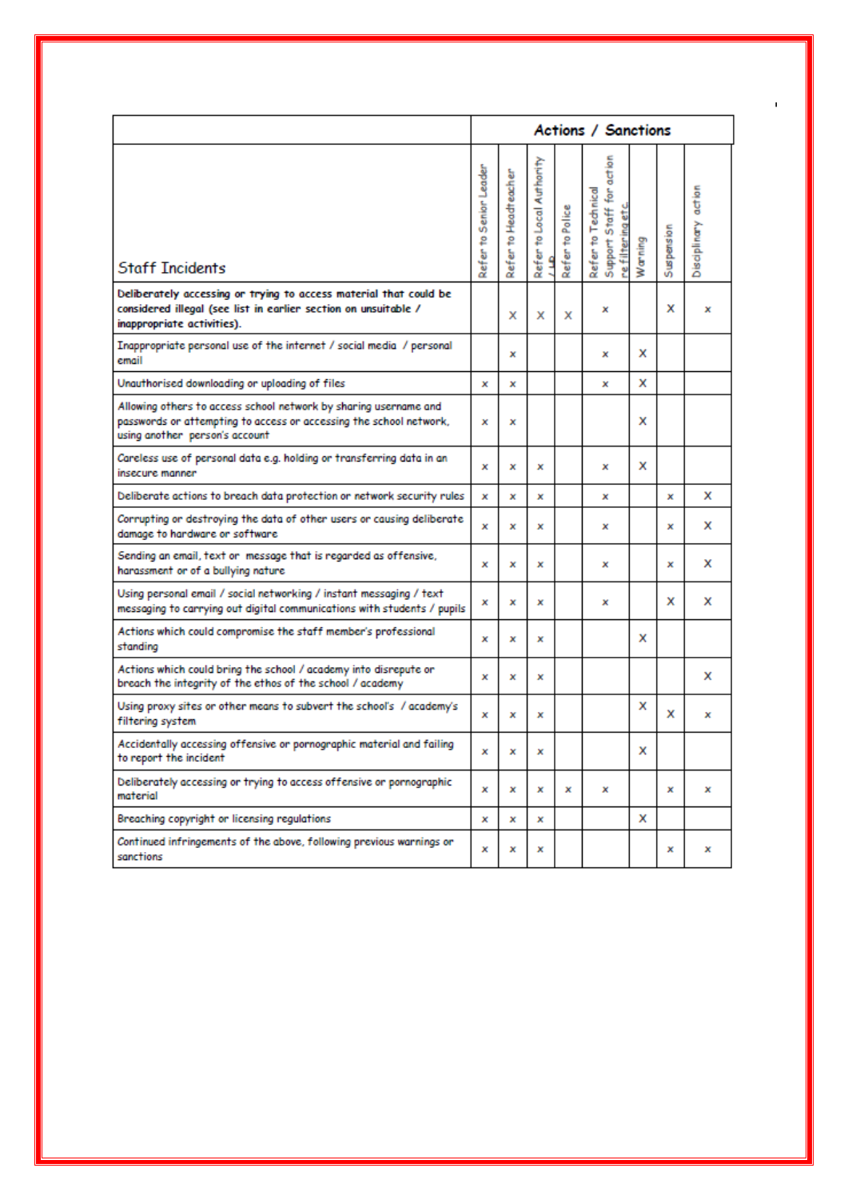| Staff Incidents | Actions / Sanctions | | | | | | | |
|---|---|---|---|---|---|---|---|---|
| | Refer to Senior Leader | Refer to Headteacher | Refer to Local Authority / HR | Refer to Police | Refer to Technical Support Staff for action re filtering etc. | Warning | Suspension | Disciplinary action |
| **Deliberately accessing or trying to access material that could be considered illegal (see list in earlier section on unsuitable / inappropriate activities).** | | X | X | X | x | | X | x |
| Inappropriate personal use of the internet / social media / personal email | | x | | | x | X | | |
| Unauthorised downloading or uploading of files | x | x | | | x | X | | |
| Allowing others to access school network by sharing username and passwords or attempting to access or accessing the school network, using another person's account | x | x | | | | X | | |
| Careless use of personal data e.g. holding or transferring data in an insecure manner | x | x | x | | x | X | | |
| Deliberate actions to breach data protection or network security rules | x | x | x | | x | | x | X |
| Corrupting or destroying the data of other users or causing deliberate damage to hardware or software | x | x | x | | x | | x | X |
| Sending an email, text or message that is regarded as offensive, harassment or of a bullying nature | x | x | x | | x | | x | X |
| Using personal email / social networking / instant messaging / text messaging to carrying out digital communications with students / pupils | x | x | x | | x | | X | X |
| Actions which could compromise the staff member's professional standing | x | x | x | | | X | | |
| Actions which could bring the school / academy into disrepute or breach the integrity of the ethos of the school / academy | x | x | x | | | | | X |
| Using proxy sites or other means to subvert the school's / academy's filtering system | x | x | x | | | X | X | x |
| Accidentally accessing offensive or pornographic material and failing to report the incident | x | x | x | | | X | | |
| Deliberately accessing or trying to access offensive or pornographic material | x | x | x | x | x | | x | x |
| Breaching copyright or licensing regulations | x | x | x | | | X | | |
| Continued infringements of the above, following previous warnings or sanctions | x | x | x | | | | x | x |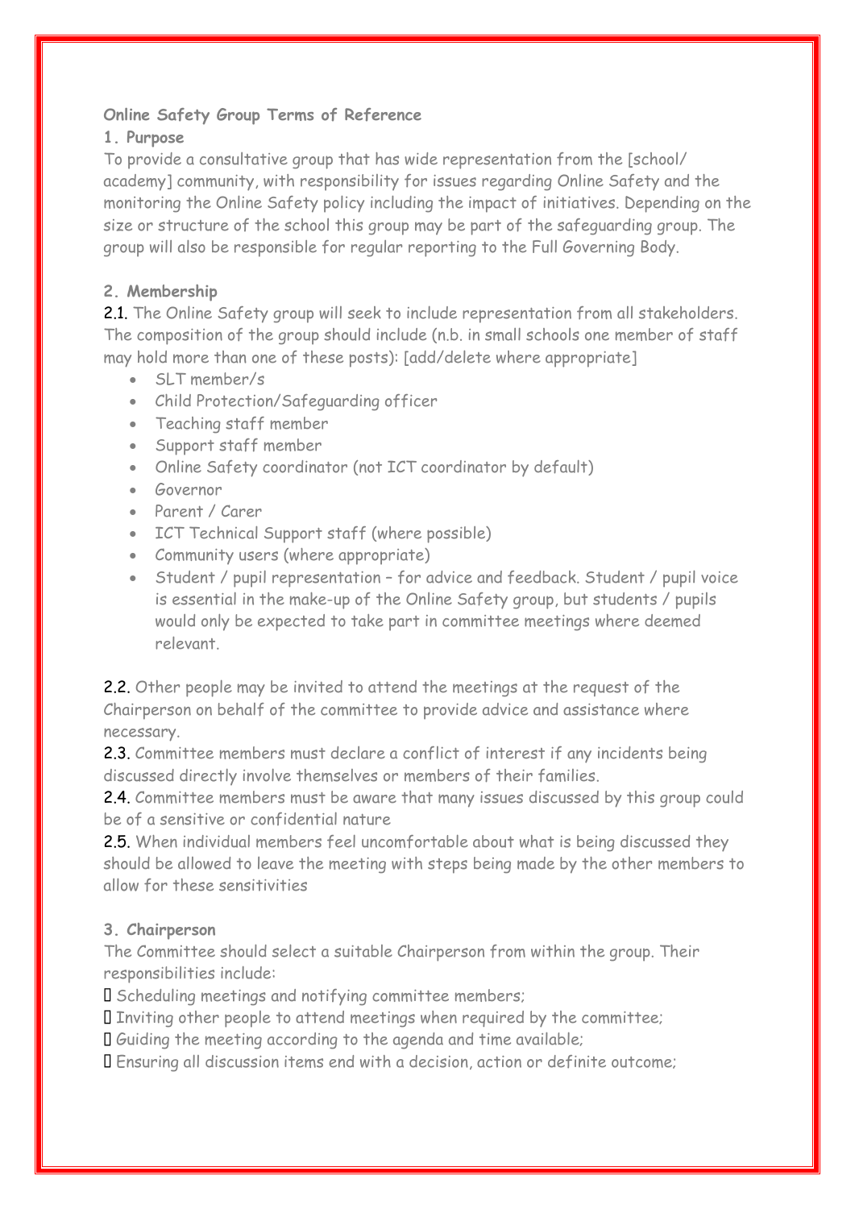**Online Safety Group Terms of Reference**

**1. Purpose**

To provide a consultative group that has wide representation from the [school/ academy] community, with responsibility for issues regarding Online Safety and the monitoring the Online Safety policy including the impact of initiatives. Depending on the size or structure of the school this group may be part of the safeguarding group. The group will also be responsible for regular reporting to the Full Governing Body.

**2. Membership**

2.1. The Online Safety group will seek to include representation from all stakeholders. The composition of the group should include (n.b. in small schools one member of staff may hold more than one of these posts): [add/delete where appropriate]

- SLT member/s
- Child Protection/Safeguarding officer
- Teaching staff member
- Support staff member
- Online Safety coordinator (not ICT coordinator by default)
- Governor
- Parent / Carer
- ICT Technical Support staff (where possible)
- Community users (where appropriate)
- Student / pupil representation – for advice and feedback. Student / pupil voice is essential in the make-up of the Online Safety group, but students / pupils would only be expected to take part in committee meetings where deemed relevant.

2.2. Other people may be invited to attend the meetings at the request of the Chairperson on behalf of the committee to provide advice and assistance where necessary.

2.3. Committee members must declare a conflict of interest if any incidents being discussed directly involve themselves or members of their families.

2.4. Committee members must be aware that many issues discussed by this group could be of a sensitive or confidential nature

2.5. When individual members feel uncomfortable about what is being discussed they should be allowed to leave the meeting with steps being made by the other members to allow for these sensitivities

**3. Chairperson**

The Committee should select a suitable Chairperson from within the group. Their responsibilities include:

- Scheduling meetings and notifying committee members;
- Inviting other people to attend meetings when required by the committee;
- Guiding the meeting according to the agenda and time available;
- Ensuring all discussion items end with a decision, action or definite outcome;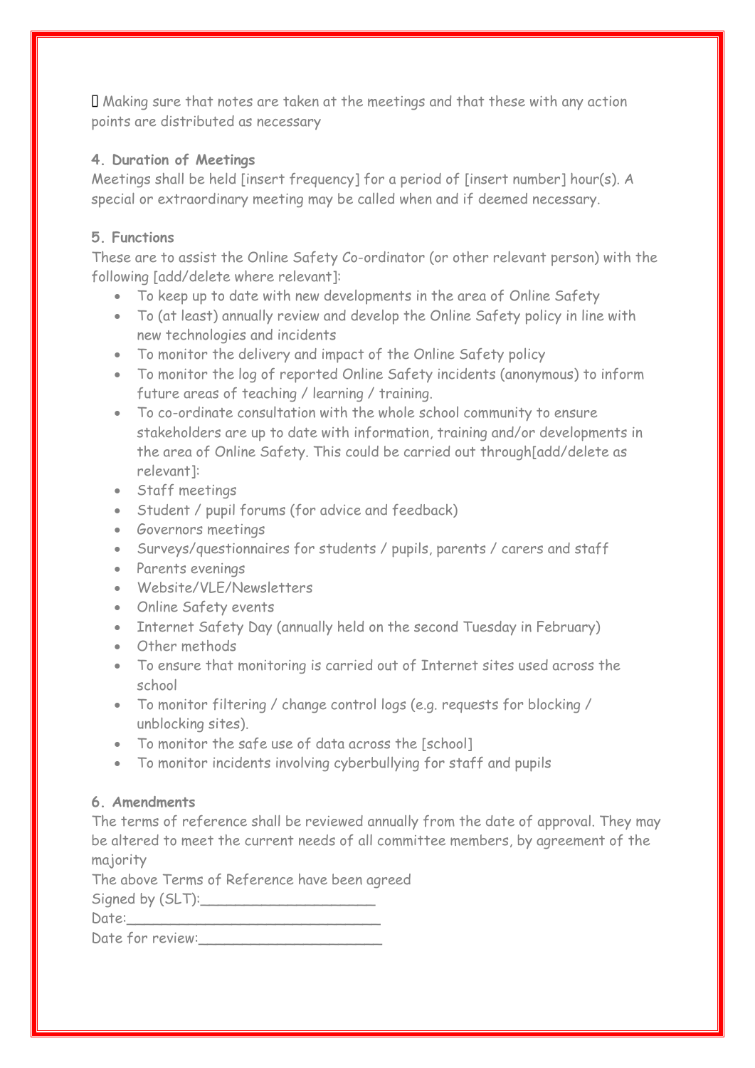- Making sure that notes are taken at the meetings and that these with any action points are distributed as necessary

**4. Duration of Meetings**

Meetings shall be held [insert frequency] for a period of [insert number] hour(s). A special or extraordinary meeting may be called when and if deemed necessary.

**5. Functions**

These are to assist the Online Safety Co-ordinator (or other relevant person) with the following [add/delete where relevant]:

- To keep up to date with new developments in the area of Online Safety
- To (at least) annually review and develop the Online Safety policy in line with new technologies and incidents
- To monitor the delivery and impact of the Online Safety policy
- To monitor the log of reported Online Safety incidents (anonymous) to inform future areas of teaching / learning / training.
- To co-ordinate consultation with the whole school community to ensure stakeholders are up to date with information, training and/or developments in the area of Online Safety. This could be carried out through[add/delete as relevant]:
- Staff meetings
- Student / pupil forums (for advice and feedback)
- Governors meetings
- Surveys/questionnaires for students / pupils, parents / carers and staff
- Parents evenings
- Website/VLE/Newsletters
- Online Safety events
- Internet Safety Day (annually held on the second Tuesday in February)
- Other methods
- To ensure that monitoring is carried out of Internet sites used across the school
- To monitor filtering / change control logs (e.g. requests for blocking / unblocking sites).
- To monitor the safe use of data across the [school]
- To monitor incidents involving cyberbullying for staff and pupils

**6. Amendments**

The terms of reference shall be reviewed annually from the date of approval. They may be altered to meet the current needs of all committee members, by agreement of the majority

The above Terms of Reference have been agreed

Signed by (SLT):____________________

Date:______________________________

Date for review:_____________________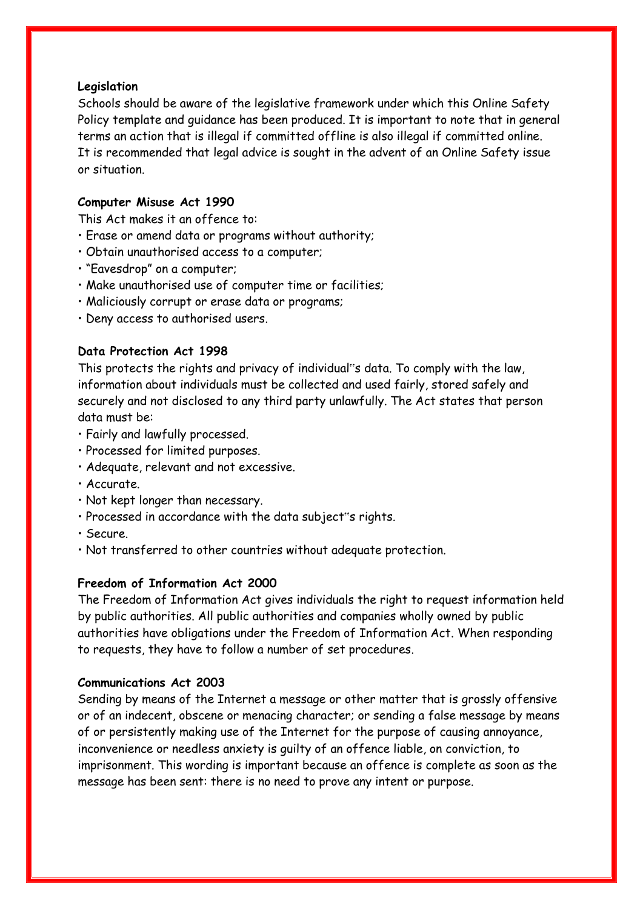**Legislation**

Schools should be aware of the legislative framework under which this Online Safety Policy template and guidance has been produced. It is important to note that in general terms an action that is illegal if committed offline is also illegal if committed online. It is recommended that legal advice is sought in the advent of an Online Safety issue or situation.

**Computer Misuse Act 1990**

This Act makes it an offence to:

- Erase or amend data or programs without authority;
- Obtain unauthorised access to a computer;
- "Eavesdrop" on a computer;
- Make unauthorised use of computer time or facilities;
- Maliciously corrupt or erase data or programs;
- Deny access to authorised users.

**Data Protection Act 1998**

This protects the rights and privacy of individual‟s data. To comply with the law, information about individuals must be collected and used fairly, stored safely and securely and not disclosed to any third party unlawfully. The Act states that person data must be:

- Fairly and lawfully processed.
- Processed for limited purposes.
- Adequate, relevant and not excessive.
- Accurate.
- Not kept longer than necessary.
- Processed in accordance with the data subject‟s rights.
- Secure.
- Not transferred to other countries without adequate protection.

**Freedom of Information Act 2000**

The Freedom of Information Act gives individuals the right to request information held by public authorities. All public authorities and companies wholly owned by public authorities have obligations under the Freedom of Information Act. When responding to requests, they have to follow a number of set procedures.

**Communications Act 2003**

Sending by means of the Internet a message or other matter that is grossly offensive or of an indecent, obscene or menacing character; or sending a false message by means of or persistently making use of the Internet for the purpose of causing annoyance, inconvenience or needless anxiety is guilty of an offence liable, on conviction, to imprisonment. This wording is important because an offence is complete as soon as the message has been sent: there is no need to prove any intent or purpose.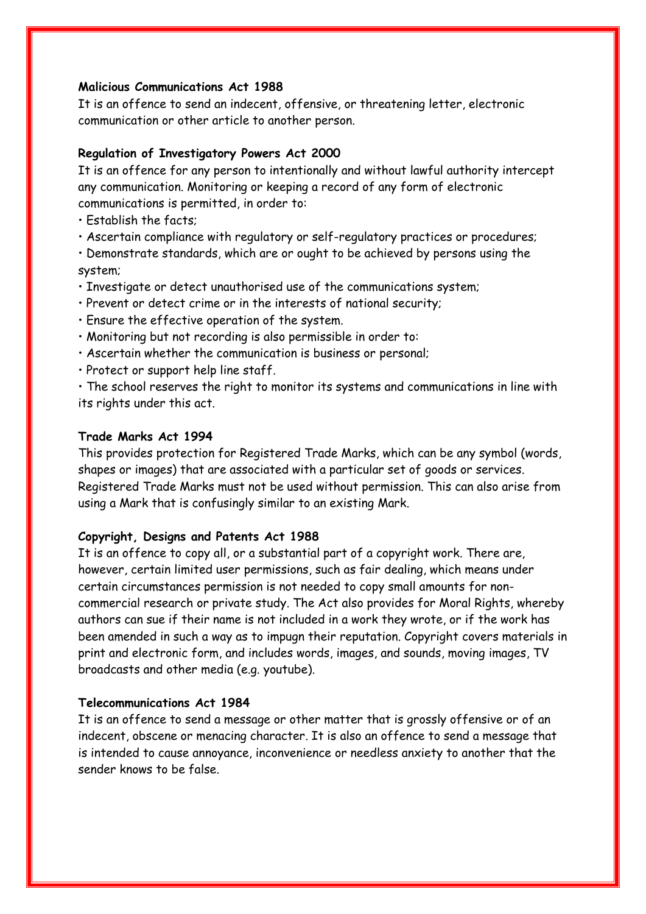**Malicious Communications Act 1988**

It is an offence to send an indecent, offensive, or threatening letter, electronic communication or other article to another person.

**Regulation of Investigatory Powers Act 2000**

It is an offence for any person to intentionally and without lawful authority intercept any communication. Monitoring or keeping a record of any form of electronic communications is permitted, in order to:

- Establish the facts;
- Ascertain compliance with regulatory or self-regulatory practices or procedures;
- Demonstrate standards, which are or ought to be achieved by persons using the system;
- Investigate or detect unauthorised use of the communications system;
- Prevent or detect crime or in the interests of national security;
- Ensure the effective operation of the system.
- Monitoring but not recording is also permissible in order to:
- Ascertain whether the communication is business or personal;
- Protect or support help line staff.
- The school reserves the right to monitor its systems and communications in line with its rights under this act.

**Trade Marks Act 1994**

This provides protection for Registered Trade Marks, which can be any symbol (words, shapes or images) that are associated with a particular set of goods or services. Registered Trade Marks must not be used without permission. This can also arise from using a Mark that is confusingly similar to an existing Mark.

**Copyright, Designs and Patents Act 1988**

It is an offence to copy all, or a substantial part of a copyright work. There are, however, certain limited user permissions, such as fair dealing, which means under certain circumstances permission is not needed to copy small amounts for non-commercial research or private study. The Act also provides for Moral Rights, whereby authors can sue if their name is not included in a work they wrote, or if the work has been amended in such a way as to impugn their reputation. Copyright covers materials in print and electronic form, and includes words, images, and sounds, moving images, TV broadcasts and other media (e.g. youtube).

**Telecommunications Act 1984**

It is an offence to send a message or other matter that is grossly offensive or of an indecent, obscene or menacing character. It is also an offence to send a message that is intended to cause annoyance, inconvenience or needless anxiety to another that the sender knows to be false.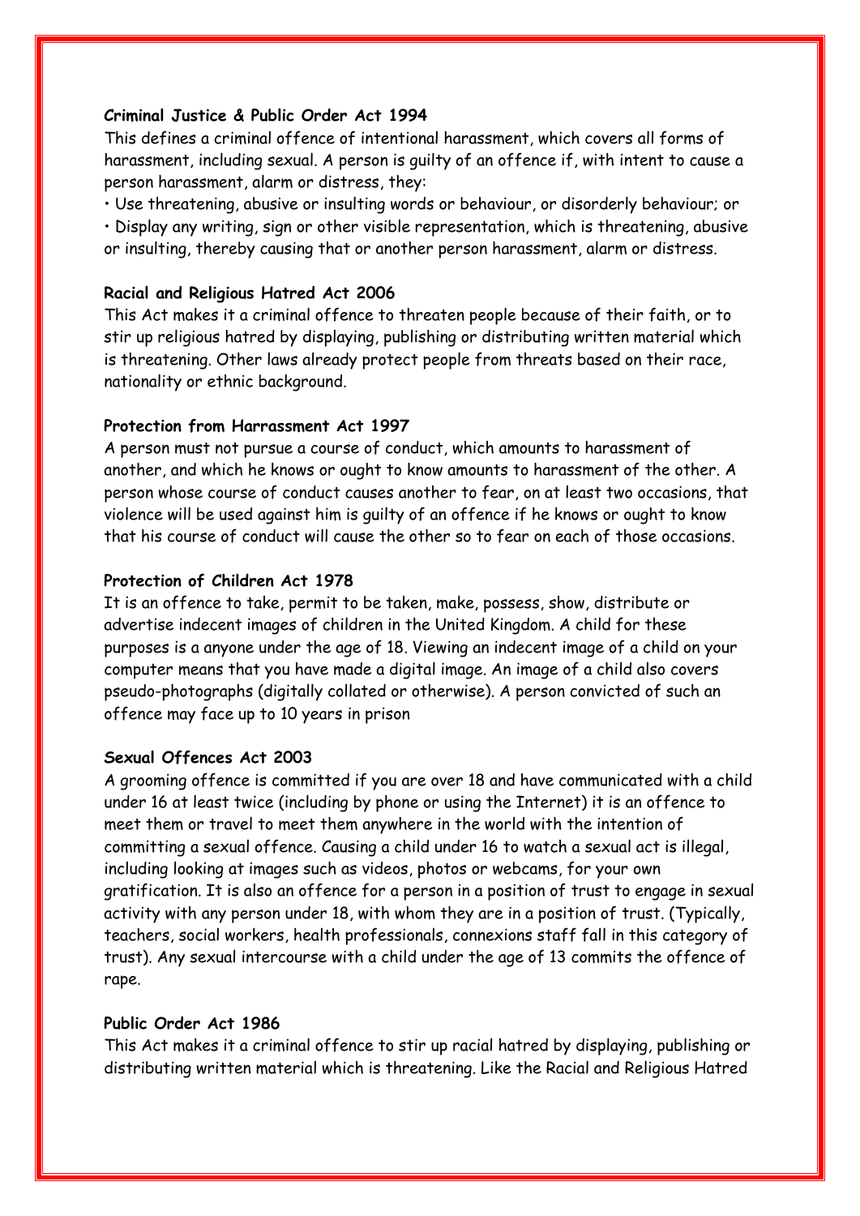**Criminal Justice & Public Order Act 1994**

This defines a criminal offence of intentional harassment, which covers all forms of harassment, including sexual. A person is guilty of an offence if, with intent to cause a person harassment, alarm or distress, they:

- Use threatening, abusive or insulting words or behaviour, or disorderly behaviour; or
- Display any writing, sign or other visible representation, which is threatening, abusive or insulting, thereby causing that or another person harassment, alarm or distress.

**Racial and Religious Hatred Act 2006**

This Act makes it a criminal offence to threaten people because of their faith, or to stir up religious hatred by displaying, publishing or distributing written material which is threatening. Other laws already protect people from threats based on their race, nationality or ethnic background.

**Protection from Harrassment Act 1997**

A person must not pursue a course of conduct, which amounts to harassment of another, and which he knows or ought to know amounts to harassment of the other. A person whose course of conduct causes another to fear, on at least two occasions, that violence will be used against him is guilty of an offence if he knows or ought to know that his course of conduct will cause the other so to fear on each of those occasions.

**Protection of Children Act 1978**

It is an offence to take, permit to be taken, make, possess, show, distribute or advertise indecent images of children in the United Kingdom. A child for these purposes is a anyone under the age of 18. Viewing an indecent image of a child on your computer means that you have made a digital image. An image of a child also covers pseudo-photographs (digitally collated or otherwise). A person convicted of such an offence may face up to 10 years in prison

**Sexual Offences Act 2003**

A grooming offence is committed if you are over 18 and have communicated with a child under 16 at least twice (including by phone or using the Internet) it is an offence to meet them or travel to meet them anywhere in the world with the intention of committing a sexual offence. Causing a child under 16 to watch a sexual act is illegal, including looking at images such as videos, photos or webcams, for your own gratification. It is also an offence for a person in a position of trust to engage in sexual activity with any person under 18, with whom they are in a position of trust. (Typically, teachers, social workers, health professionals, connexions staff fall in this category of trust). Any sexual intercourse with a child under the age of 13 commits the offence of rape.

**Public Order Act 1986**

This Act makes it a criminal offence to stir up racial hatred by displaying, publishing or distributing written material which is threatening. Like the Racial and Religious Hatred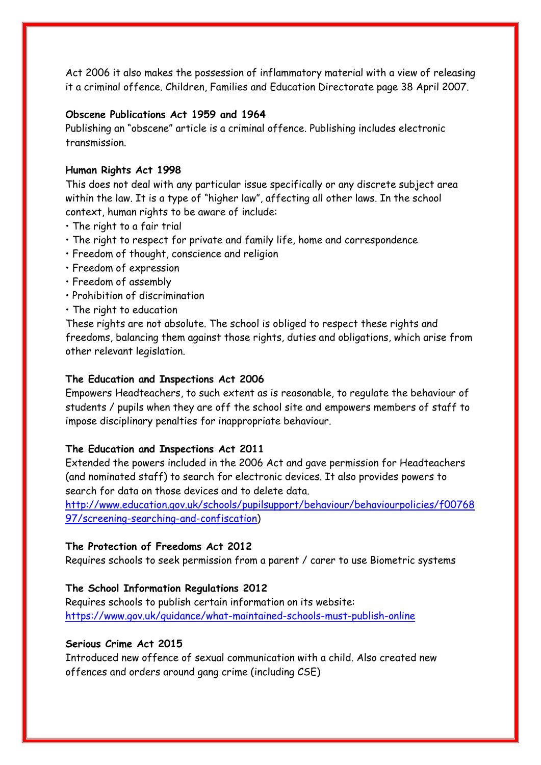Act 2006 it also makes the possession of inflammatory material with a view of releasing it a criminal offence. Children, Families and Education Directorate page 38 April 2007.

**Obscene Publications Act 1959 and 1964**

Publishing an "obscene" article is a criminal offence. Publishing includes electronic transmission.

**Human Rights Act 1998**

This does not deal with any particular issue specifically or any discrete subject area within the law. It is a type of "higher law", affecting all other laws. In the school context, human rights to be aware of include:

- The right to a fair trial
- The right to respect for private and family life, home and correspondence
- Freedom of thought, conscience and religion
- Freedom of expression
- Freedom of assembly
- Prohibition of discrimination
- The right to education

These rights are not absolute. The school is obliged to respect these rights and freedoms, balancing them against those rights, duties and obligations, which arise from other relevant legislation.

**The Education and Inspections Act 2006**

Empowers Headteachers, to such extent as is reasonable, to regulate the behaviour of students / pupils when they are off the school site and empowers members of staff to impose disciplinary penalties for inappropriate behaviour.

**The Education and Inspections Act 2011**

Extended the powers included in the 2006 Act and gave permission for Headteachers (and nominated staff) to search for electronic devices. It also provides powers to search for data on those devices and to delete data.
http://www.education.gov.uk/schools/pupilsupport/behaviour/behaviourpolicies/f0076897/screening-searching-and-confiscation)

**The Protection of Freedoms Act 2012**

Requires schools to seek permission from a parent / carer to use Biometric systems

**The School Information Regulations 2012**

Requires schools to publish certain information on its website:
https://www.gov.uk/guidance/what-maintained-schools-must-publish-online

**Serious Crime Act 2015**

Introduced new offence of sexual communication with a child. Also created new offences and orders around gang crime (including CSE)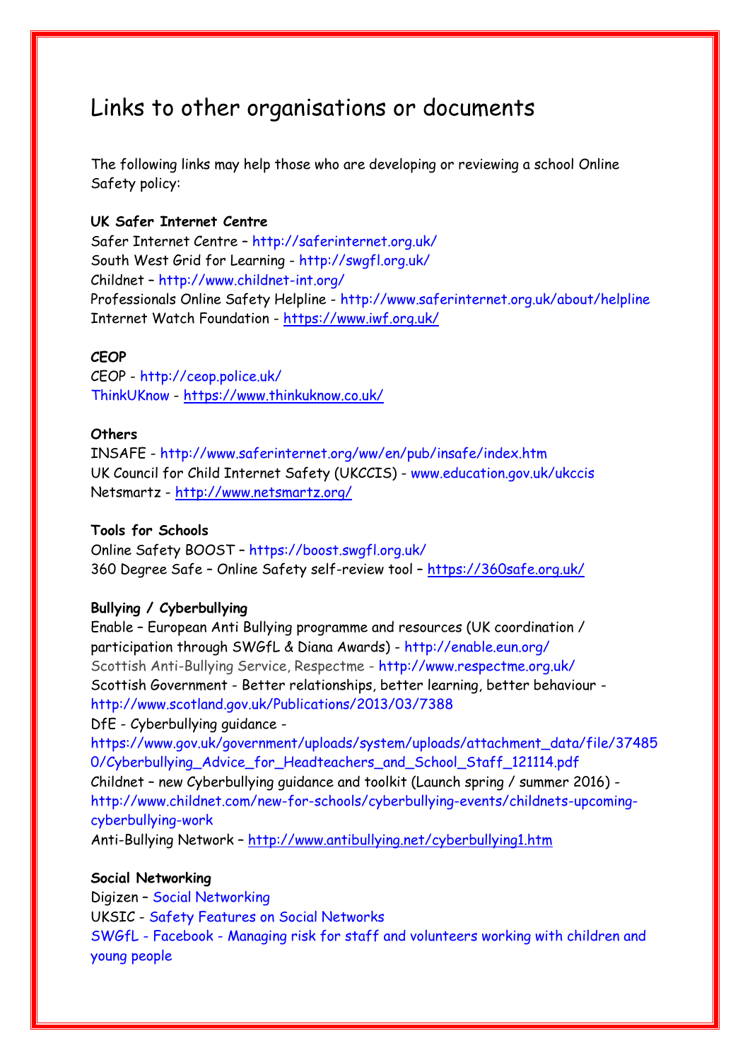# Links to other organisations or documents

The following links may help those who are developing or reviewing a school Online Safety policy:

**UK Safer Internet Centre**
Safer Internet Centre – http://saferinternet.org.uk/
South West Grid for Learning - http://swgfl.org.uk/
Childnet – http://www.childnet-int.org/
Professionals Online Safety Helpline - http://www.saferinternet.org.uk/about/helpline
Internet Watch Foundation - https://www.iwf.org.uk/

**CEOP**
CEOP - http://ceop.police.uk/
ThinkUKnow - https://www.thinkuknow.co.uk/

**Others**
INSAFE - http://www.saferinternet.org/ww/en/pub/insafe/index.htm
UK Council for Child Internet Safety (UKCCIS) - www.education.gov.uk/ukccis
Netsmartz - http://www.netsmartz.org/

**Tools for Schools**
Online Safety BOOST – https://boost.swgfl.org.uk/
360 Degree Safe – Online Safety self-review tool – https://360safe.org.uk/

**Bullying / Cyberbullying**
Enable – European Anti Bullying programme and resources (UK coordination / participation through SWGfL & Diana Awards) - http://enable.eun.org/
Scottish Anti-Bullying Service, Respectme - http://www.respectme.org.uk/
Scottish Government - Better relationships, better learning, better behaviour - http://www.scotland.gov.uk/Publications/2013/03/7388
DfE - Cyberbullying guidance - https://www.gov.uk/government/uploads/system/uploads/attachment_data/file/374850/Cyberbullying_Advice_for_Headteachers_and_School_Staff_121114.pdf
Childnet – new Cyberbullying guidance and toolkit (Launch spring / summer 2016) - http://www.childnet.com/new-for-schools/cyberbullying-events/childnets-upcoming-cyberbullying-work
Anti-Bullying Network – http://www.antibullying.net/cyberbullying1.htm

**Social Networking**
Digizen – Social Networking
UKSIC - Safety Features on Social Networks
SWGfL - Facebook - Managing risk for staff and volunteers working with children and young people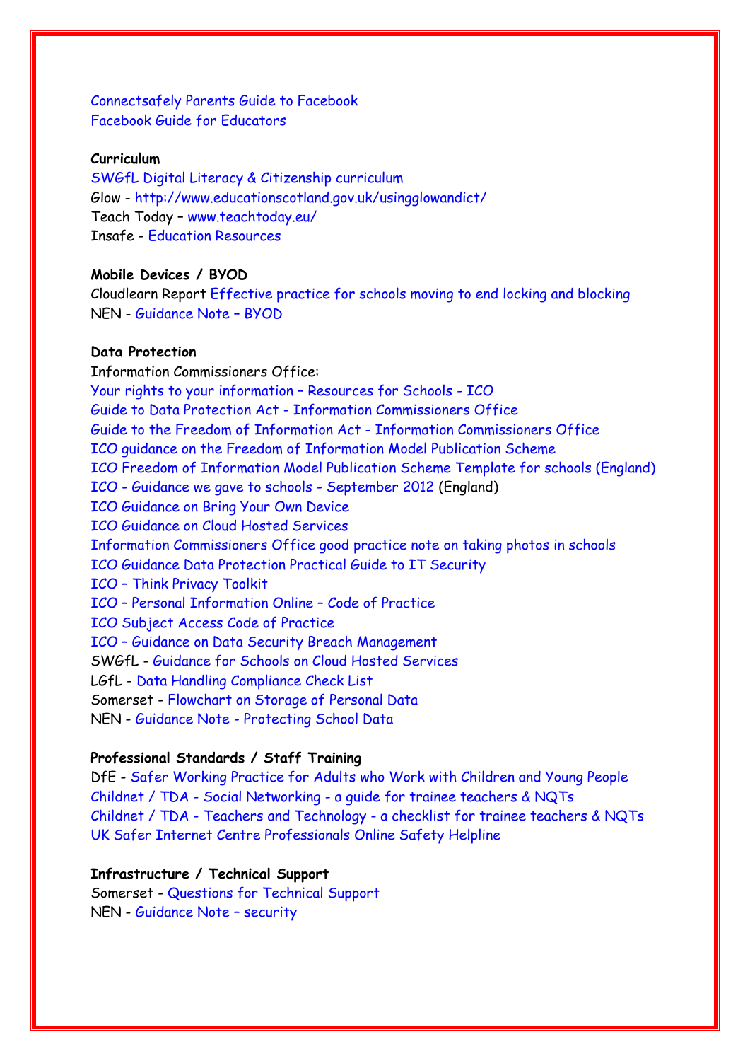Connectsafely Parents Guide to Facebook
Facebook Guide for Educators

**Curriculum**
SWGfL Digital Literacy & Citizenship curriculum
Glow - http://www.educationscotland.gov.uk/usingglowandict/
Teach Today – www.teachtoday.eu/
Insafe - Education Resources

**Mobile Devices / BYOD**
Cloudlearn Report Effective practice for schools moving to end locking and blocking
NEN - Guidance Note – BYOD

**Data Protection**
Information Commissioners Office:
Your rights to your information – Resources for Schools - ICO
Guide to Data Protection Act - Information Commissioners Office
Guide to the Freedom of Information Act - Information Commissioners Office
ICO guidance on the Freedom of Information Model Publication Scheme
ICO Freedom of Information Model Publication Scheme Template for schools (England)
ICO - Guidance we gave to schools - September 2012 (England)
ICO Guidance on Bring Your Own Device
ICO Guidance on Cloud Hosted Services
Information Commissioners Office good practice note on taking photos in schools
ICO Guidance Data Protection Practical Guide to IT Security
ICO – Think Privacy Toolkit
ICO – Personal Information Online – Code of Practice
ICO Subject Access Code of Practice
ICO – Guidance on Data Security Breach Management
SWGfL - Guidance for Schools on Cloud Hosted Services
LGfL - Data Handling Compliance Check List
Somerset - Flowchart on Storage of Personal Data
NEN - Guidance Note - Protecting School Data

**Professional Standards / Staff Training**
DfE - Safer Working Practice for Adults who Work with Children and Young People
Childnet / TDA - Social Networking - a guide for trainee teachers & NQTs
Childnet / TDA - Teachers and Technology - a checklist for trainee teachers & NQTs
UK Safer Internet Centre Professionals Online Safety Helpline

**Infrastructure / Technical Support**
Somerset - Questions for Technical Support
NEN - Guidance Note – security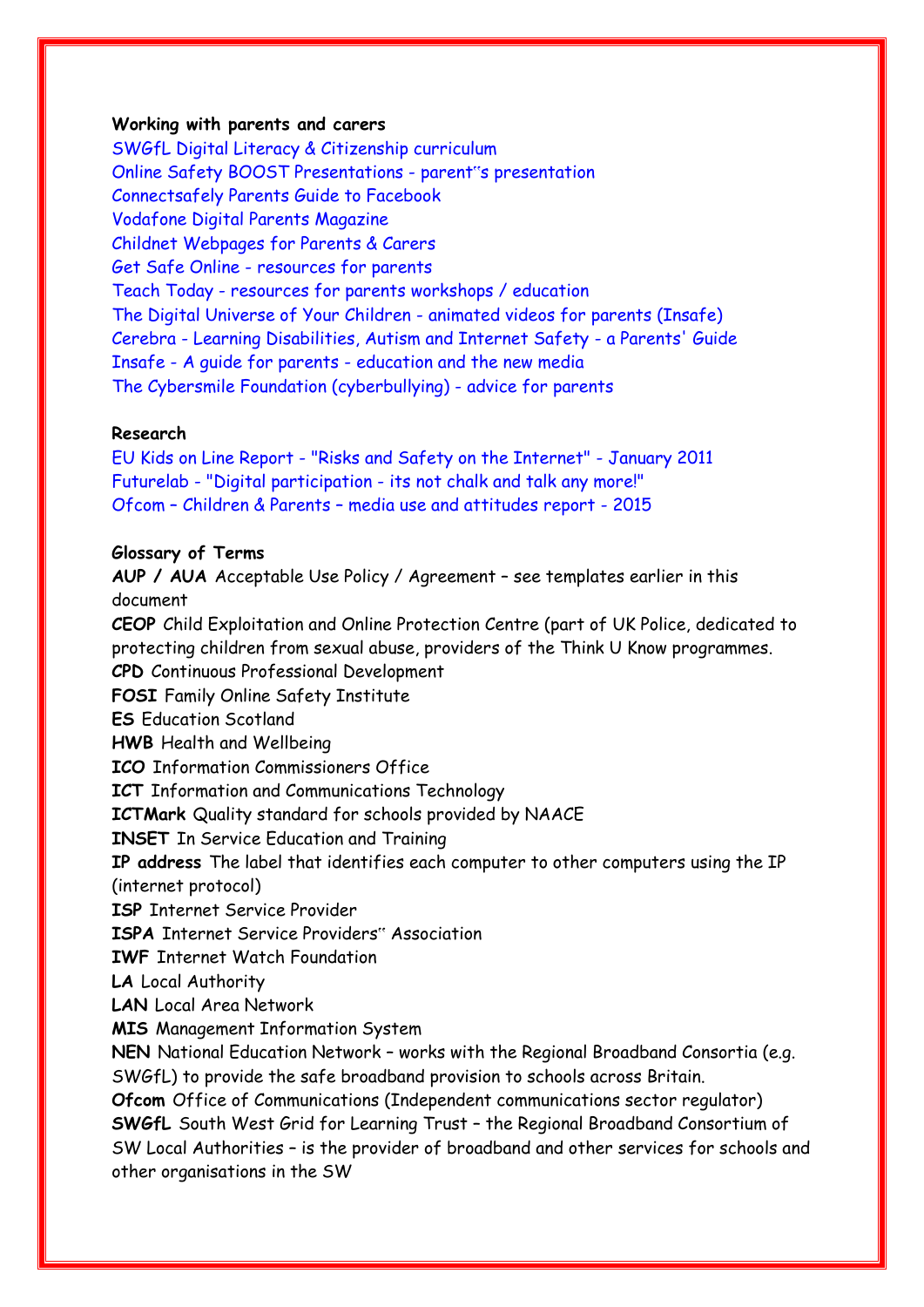**Working with parents and carers**

SWGfL Digital Literacy & Citizenship curriculum
Online Safety BOOST Presentations - parent"s presentation
Connectsafely Parents Guide to Facebook
Vodafone Digital Parents Magazine
Childnet Webpages for Parents & Carers
Get Safe Online - resources for parents
Teach Today - resources for parents workshops / education
The Digital Universe of Your Children - animated videos for parents (Insafe)
Cerebra - Learning Disabilities, Autism and Internet Safety - a Parents' Guide
Insafe - A guide for parents - education and the new media
The Cybersmile Foundation (cyberbullying) - advice for parents

**Research**

EU Kids on Line Report - "Risks and Safety on the Internet" - January 2011
Futurelab - "Digital participation - its not chalk and talk any more!"
Ofcom – Children & Parents – media use and attitudes report - 2015

**Glossary of Terms**

**AUP / AUA** Acceptable Use Policy / Agreement – see templates earlier in this document
**CEOP** Child Exploitation and Online Protection Centre (part of UK Police, dedicated to protecting children from sexual abuse, providers of the Think U Know programmes.
**CPD** Continuous Professional Development
**FOSI** Family Online Safety Institute
**ES** Education Scotland
**HWB** Health and Wellbeing
**ICO** Information Commissioners Office
**ICT** Information and Communications Technology
**ICTMark** Quality standard for schools provided by NAACE
**INSET** In Service Education and Training
**IP address** The label that identifies each computer to other computers using the IP (internet protocol)
**ISP** Internet Service Provider
**ISPA** Internet Service Providers" Association
**IWF** Internet Watch Foundation
**LA** Local Authority
**LAN** Local Area Network
**MIS** Management Information System
**NEN** National Education Network – works with the Regional Broadband Consortia (e.g. SWGfL) to provide the safe broadband provision to schools across Britain.
**Ofcom** Office of Communications (Independent communications sector regulator)
**SWGfL** South West Grid for Learning Trust – the Regional Broadband Consortium of SW Local Authorities – is the provider of broadband and other services for schools and other organisations in the SW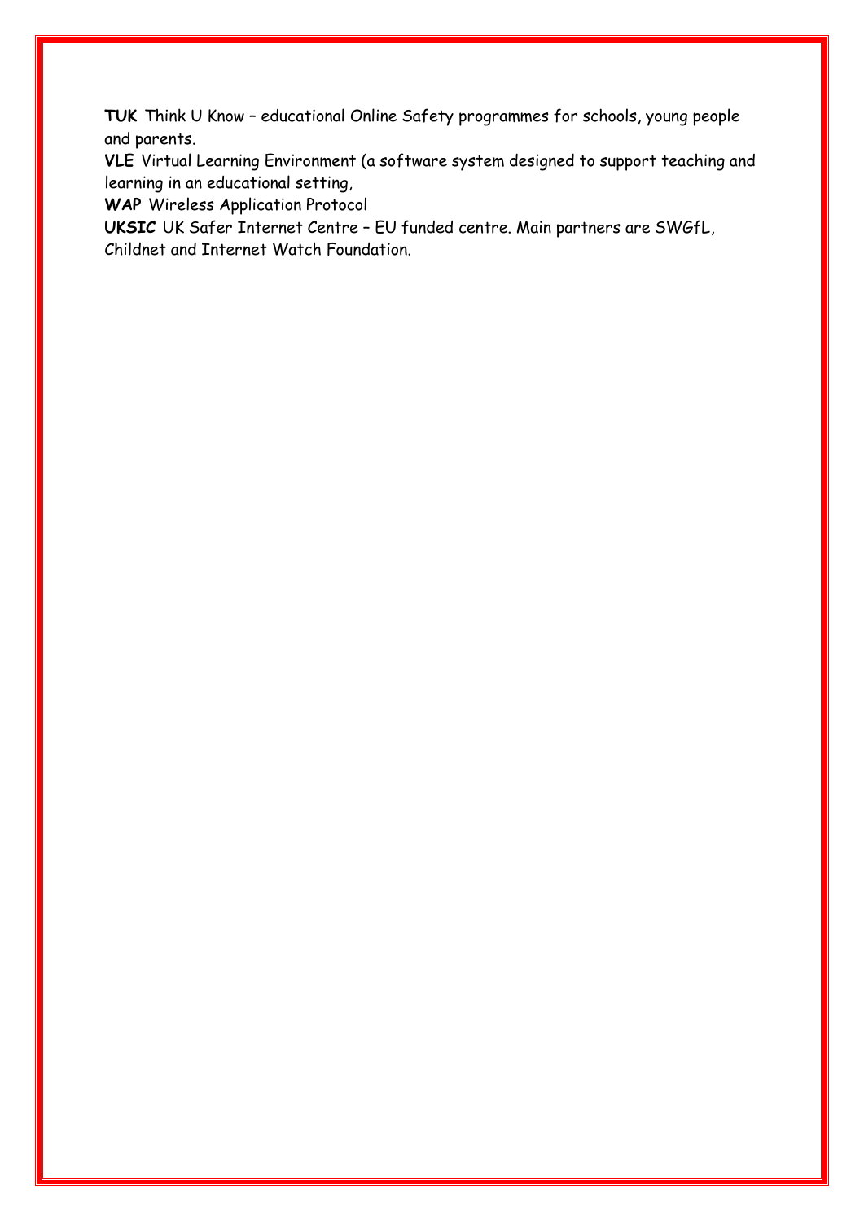**TUK** Think U Know – educational Online Safety programmes for schools, young people and parents.

**VLE** Virtual Learning Environment (a software system designed to support teaching and learning in an educational setting,

**WAP** Wireless Application Protocol

**UKSIC** UK Safer Internet Centre – EU funded centre. Main partners are SWGfL, Childnet and Internet Watch Foundation.